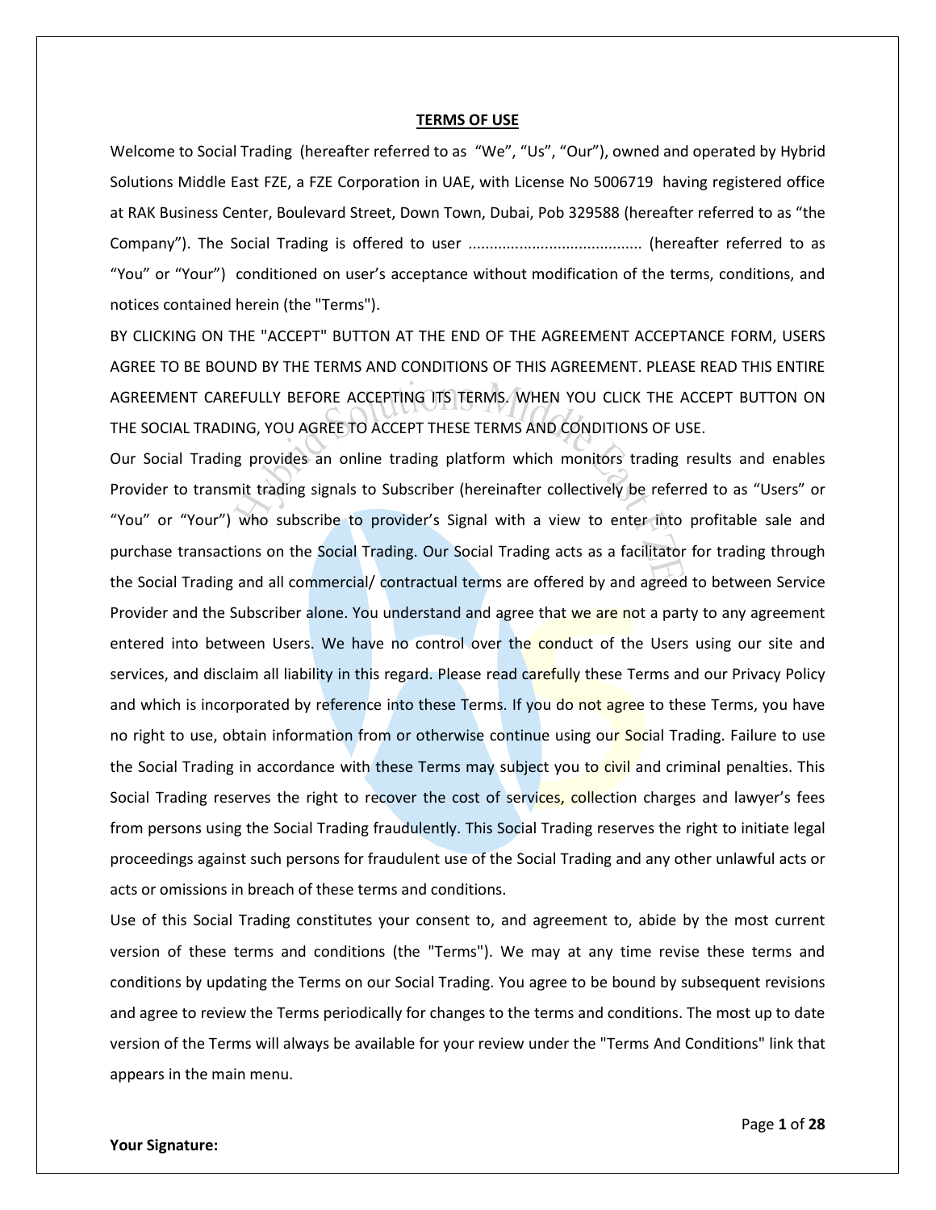**TERMS OF USE**

Welcome to Social Trading (hereafter referred to as "We", "Us", "Our"), owned and operated by Hybrid Solutions Middle East FZE, a FZE Corporation in UAE, with License No 5006719 having registered office at RAK Business Center, Boulevard Street, Down Town, Dubai, Pob 329588 (hereafter referred to as "the Company"). The Social Trading is offered to user ......................................... (hereafter referred to as "You" or "Your") conditioned on user's acceptance without modification of the terms, conditions, and notices contained herein (the "Terms").

BY CLICKING ON THE "ACCEPT" BUTTON AT THE END OF THE AGREEMENT ACCEPTANCE FORM, USERS AGREE TO BE BOUND BY THE TERMS AND CONDITIONS OF THIS AGREEMENT. PLEASE READ THIS ENTIRE AGREEMENT CAREFULLY BEFORE ACCEPTING ITS TERMS. WHEN YOU CLICK THE ACCEPT BUTTON ON THE SOCIAL TRADING, YOU AGREE TO ACCEPT THESE TERMS AND CONDITIONS OF USE.

Our Social Trading provides an online trading platform which monitors trading results and enables Provider to transmit trading signals to Subscriber (hereinafter collectively be referred to as "Users" or "You" or "Your") who subscribe to provider's Signal with a view to enter into profitable sale and purchase transactions on the Social Trading. Our Social Trading acts as a facilitator for trading through the Social Trading and all commercial/ contractual terms are offered by and agreed to between Service Provider and the Subscriber alone. You understand and agree that we are not a party to any agreement entered into between Users. We have no control over the conduct of the Users using our site and services, and disclaim all liability in this regard. Please read carefully these Terms and our Privacy Policy and which is incorporated by reference into these Terms. If you do not agree to these Terms, you have no right to use, obtain information from or otherwise continue using our Social Trading. Failure to use the Social Trading in accordance with these Terms may subject you to civil and criminal penalties. This Social Trading reserves the right to recover the cost of services, collection charges and lawyer's fees from persons using the Social Trading fraudulently. This Social Trading reserves the right to initiate legal proceedings against such persons for fraudulent use of the Social Trading and any other unlawful acts or acts or omissions in breach of these terms and conditions.

Use of this Social Trading constitutes your consent to, and agreement to, abide by the most current version of these terms and conditions (the "Terms"). We may at any time revise these terms and conditions by updating the Terms on our Social Trading. You agree to be bound by subsequent revisions and agree to review the Terms periodically for changes to the terms and conditions. The most up to date version of the Terms will always be available for your review under the "Terms And Conditions" link that appears in the main menu.

**Your Signature:**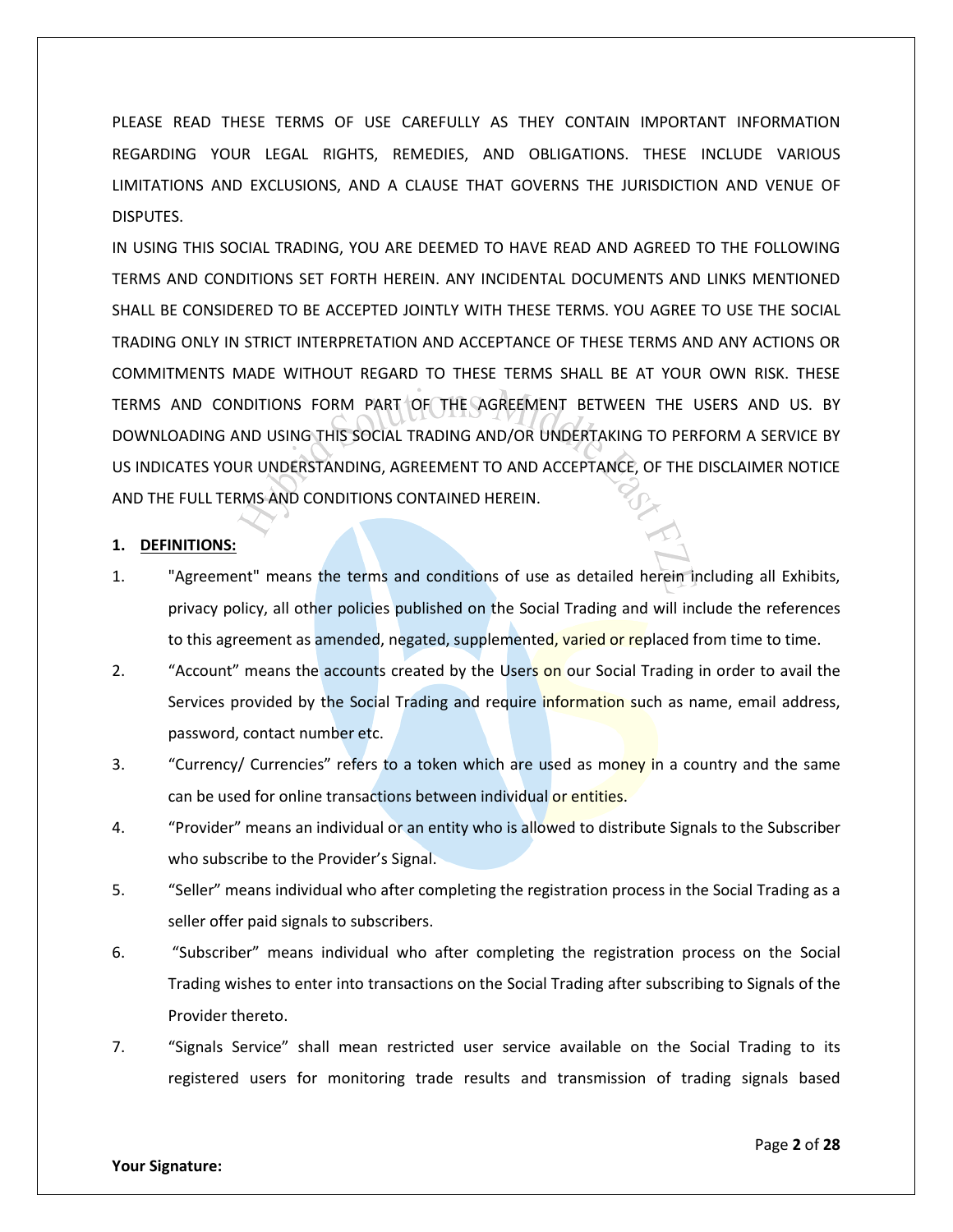PLEASE READ THESE TERMS OF USE CAREFULLY AS THEY CONTAIN IMPORTANT INFORMATION REGARDING YOUR LEGAL RIGHTS, REMEDIES, AND OBLIGATIONS. THESE INCLUDE VARIOUS LIMITATIONS AND EXCLUSIONS, AND A CLAUSE THAT GOVERNS THE JURISDICTION AND VENUE OF DISPUTES.

IN USING THIS SOCIAL TRADING, YOU ARE DEEMED TO HAVE READ AND AGREED TO THE FOLLOWING TERMS AND CONDITIONS SET FORTH HEREIN. ANY INCIDENTAL DOCUMENTS AND LINKS MENTIONED SHALL BE CONSIDERED TO BE ACCEPTED JOINTLY WITH THESE TERMS. YOU AGREE TO USE THE SOCIAL TRADING ONLY IN STRICT INTERPRETATION AND ACCEPTANCE OF THESE TERMS AND ANY ACTIONS OR COMMITMENTS MADE WITHOUT REGARD TO THESE TERMS SHALL BE AT YOUR OWN RISK. THESE TERMS AND CONDITIONS FORM PART OF THE AGREEMENT BETWEEN THE USERS AND US. BY DOWNLOADING AND USING THIS SOCIAL TRADING AND/OR UNDERTAKING TO PERFORM A SERVICE BY US INDICATES YOUR UNDERSTANDING, AGREEMENT TO AND ACCEPTANCE, OF THE DISCLAIMER NOTICE AND THE FULL TERMS AND CONDITIONS CONTAINED HEREIN.

**1. DEFINITIONS:**

1. "Agreement" means the terms and conditions of use as detailed herein including all Exhibits, privacy policy, all other policies published on the Social Trading and will include the references to this agreement as amended, negated, supplemented, varied or replaced from time to time.
2. "Account" means the accounts created by the Users on our Social Trading in order to avail the Services provided by the Social Trading and require information such as name, email address, password, contact number etc.
3. "Currency/ Currencies" refers to a token which are used as money in a country and the same can be used for online transactions between individual or entities.
4. "Provider" means an individual or an entity who is allowed to distribute Signals to the Subscriber who subscribe to the Provider's Signal.
5. "Seller" means individual who after completing the registration process in the Social Trading as a seller offer paid signals to subscribers.
6. "Subscriber" means individual who after completing the registration process on the Social Trading wishes to enter into transactions on the Social Trading after subscribing to Signals of the Provider thereto.
7. "Signals Service" shall mean restricted user service available on the Social Trading to its registered users for monitoring trade results and transmission of trading signals based

**Your Signature:**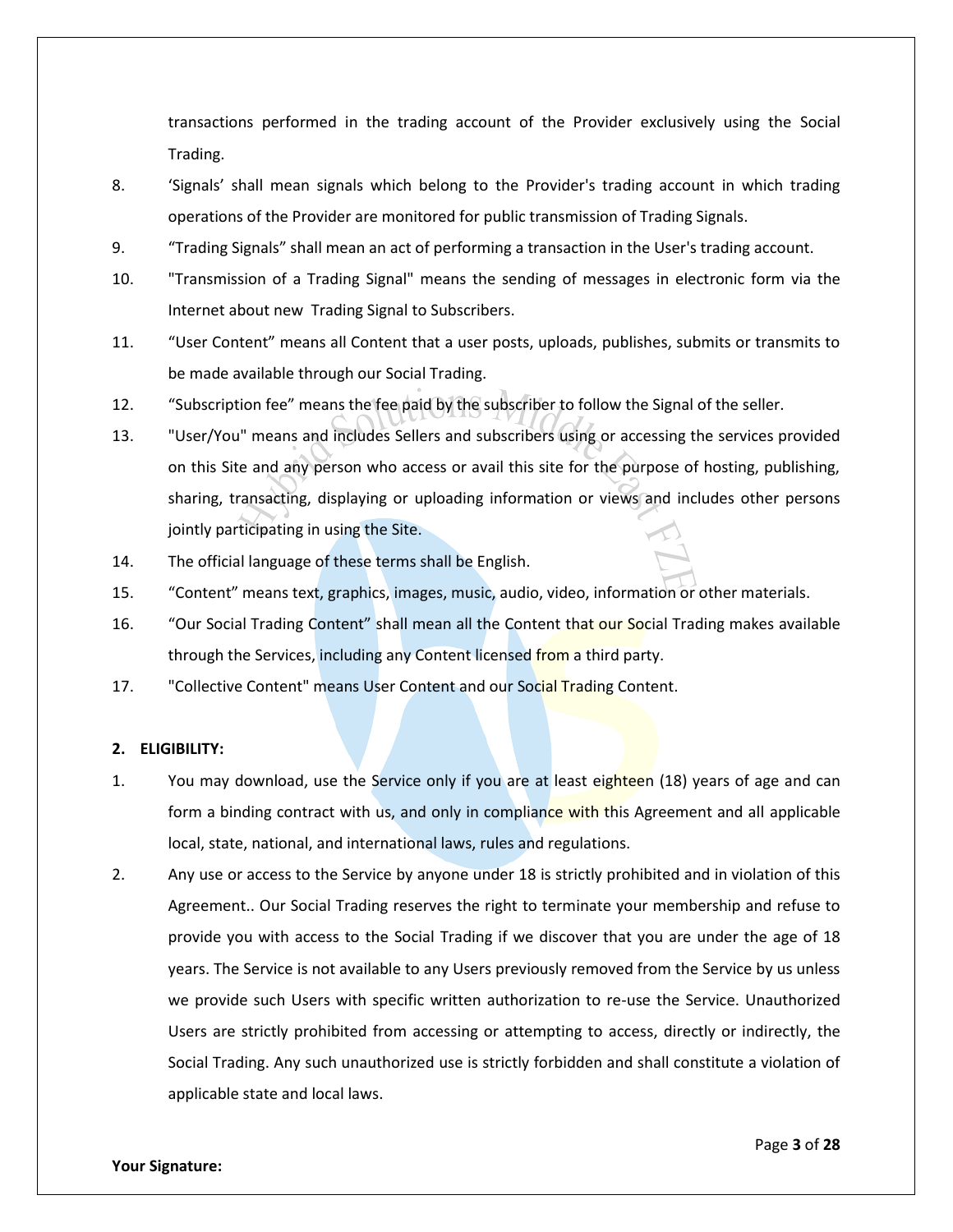transactions performed in the trading account of the Provider exclusively using the Social Trading.

8. 'Signals' shall mean signals which belong to the Provider's trading account in which trading operations of the Provider are monitored for public transmission of Trading Signals.
9. "Trading Signals" shall mean an act of performing a transaction in the User's trading account.
10. "Transmission of a Trading Signal" means the sending of messages in electronic form via the Internet about new Trading Signal to Subscribers.
11. "User Content" means all Content that a user posts, uploads, publishes, submits or transmits to be made available through our Social Trading.
12. "Subscription fee" means the fee paid by the subscriber to follow the Signal of the seller.
13. "User/You" means and includes Sellers and subscribers using or accessing the services provided on this Site and any person who access or avail this site for the purpose of hosting, publishing, sharing, transacting, displaying or uploading information or views and includes other persons jointly participating in using the Site.
14. The official language of these terms shall be English.
15. "Content" means text, graphics, images, music, audio, video, information or other materials.
16. "Our Social Trading Content" shall mean all the Content that our Social Trading makes available through the Services, including any Content licensed from a third party.
17. "Collective Content" means User Content and our Social Trading Content.

**2. ELIGIBILITY:**

1. You may download, use the Service only if you are at least eighteen (18) years of age and can form a binding contract with us, and only in compliance with this Agreement and all applicable local, state, national, and international laws, rules and regulations.
2. Any use or access to the Service by anyone under 18 is strictly prohibited and in violation of this Agreement.. Our Social Trading reserves the right to terminate your membership and refuse to provide you with access to the Social Trading if we discover that you are under the age of 18 years. The Service is not available to any Users previously removed from the Service by us unless we provide such Users with specific written authorization to re-use the Service. Unauthorized Users are strictly prohibited from accessing or attempting to access, directly or indirectly, the Social Trading. Any such unauthorized use is strictly forbidden and shall constitute a violation of applicable state and local laws.

**Your Signature:**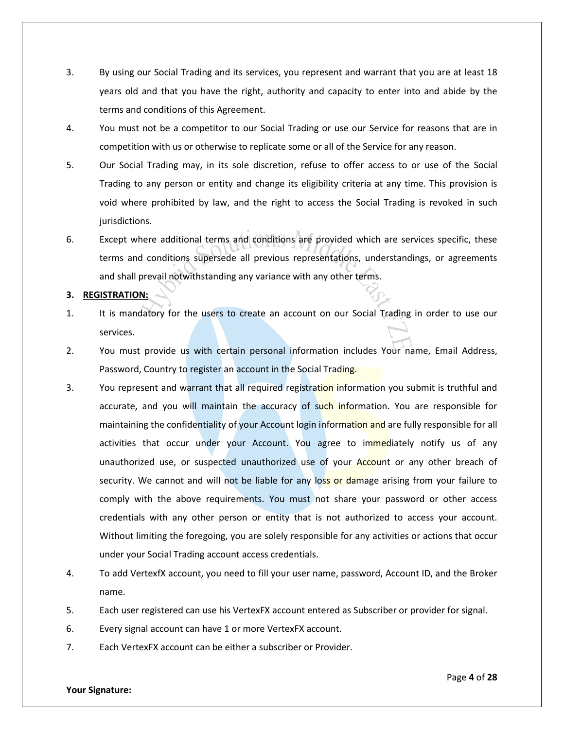3. By using our Social Trading and its services, you represent and warrant that you are at least 18 years old and that you have the right, authority and capacity to enter into and abide by the terms and conditions of this Agreement.
4. You must not be a competitor to our Social Trading or use our Service for reasons that are in competition with us or otherwise to replicate some or all of the Service for any reason.
5. Our Social Trading may, in its sole discretion, refuse to offer access to or use of the Social Trading to any person or entity and change its eligibility criteria at any time. This provision is void where prohibited by law, and the right to access the Social Trading is revoked in such jurisdictions.
6. Except where additional terms and conditions are provided which are services specific, these terms and conditions supersede all previous representations, understandings, or agreements and shall prevail notwithstanding any variance with any other terms.

**3. REGISTRATION:**

1. It is mandatory for the users to create an account on our Social Trading in order to use our services.
2. You must provide us with certain personal information includes Your name, Email Address, Password, Country to register an account in the Social Trading.
3. You represent and warrant that all required registration information you submit is truthful and accurate, and you will maintain the accuracy of such information. You are responsible for maintaining the confidentiality of your Account login information and are fully responsible for all activities that occur under your Account. You agree to immediately notify us of any unauthorized use, or suspected unauthorized use of your Account or any other breach of security. We cannot and will not be liable for any loss or damage arising from your failure to comply with the above requirements. You must not share your password or other access credentials with any other person or entity that is not authorized to access your account. Without limiting the foregoing, you are solely responsible for any activities or actions that occur under your Social Trading account access credentials.
4. To add VertexfX account, you need to fill your user name, password, Account ID, and the Broker name.
5. Each user registered can use his VertexFX account entered as Subscriber or provider for signal.
6. Every signal account can have 1 or more VertexFX account.
7. Each VertexFX account can be either a subscriber or Provider.

**Your Signature:**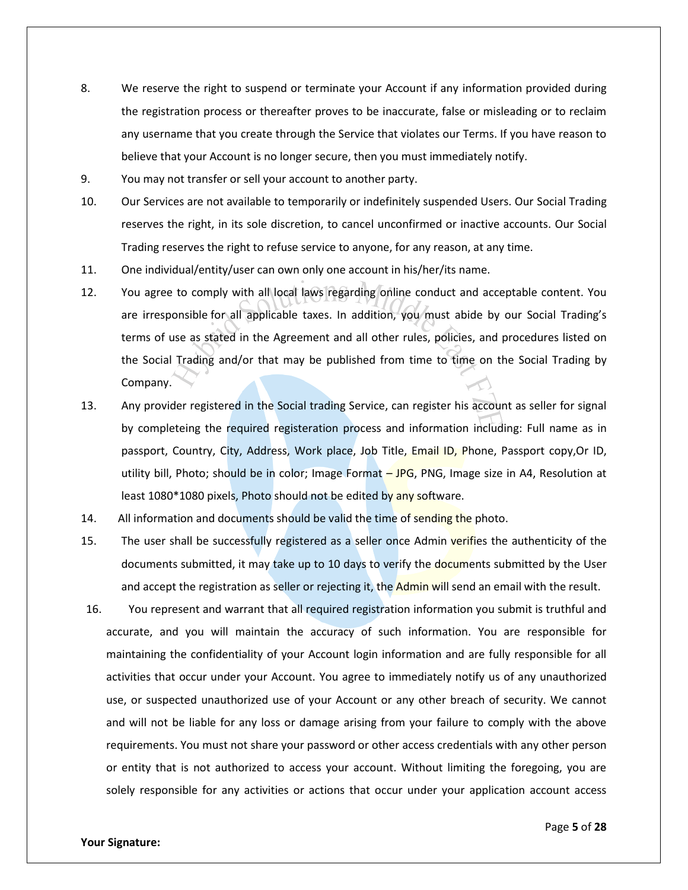8. We reserve the right to suspend or terminate your Account if any information provided during the registration process or thereafter proves to be inaccurate, false or misleading or to reclaim any username that you create through the Service that violates our Terms. If you have reason to believe that your Account is no longer secure, then you must immediately notify.
9. You may not transfer or sell your account to another party.
10. Our Services are not available to temporarily or indefinitely suspended Users. Our Social Trading reserves the right, in its sole discretion, to cancel unconfirmed or inactive accounts. Our Social Trading reserves the right to refuse service to anyone, for any reason, at any time.
11. One individual/entity/user can own only one account in his/her/its name.
12. You agree to comply with all local laws regarding online conduct and acceptable content. You are irresponsible for all applicable taxes. In addition, you must abide by our Social Trading's terms of use as stated in the Agreement and all other rules, policies, and procedures listed on the Social Trading and/or that may be published from time to time on the Social Trading by Company.
13. Any provider registered in the Social trading Service, can register his account as seller for signal by completeing the required registeration process and information including: Full name as in passport, Country, City, Address, Work place, Job Title, Email ID, Phone, Passport copy,Or ID, utility bill, Photo; should be in color; Image Format – JPG, PNG, Image size in A4, Resolution at least 1080*1080 pixels, Photo should not be edited by any software.
14. All information and documents should be valid the time of sending the photo.
15. The user shall be successfully registered as a seller once Admin verifies the authenticity of the documents submitted, it may take up to 10 days to verify the documents submitted by the User and accept the registration as seller or rejecting it, the Admin will send an email with the result.
16. You represent and warrant that all required registration information you submit is truthful and accurate, and you will maintain the accuracy of such information. You are responsible for maintaining the confidentiality of your Account login information and are fully responsible for all activities that occur under your Account. You agree to immediately notify us of any unauthorized use, or suspected unauthorized use of your Account or any other breach of security. We cannot and will not be liable for any loss or damage arising from your failure to comply with the above requirements. You must not share your password or other access credentials with any other person or entity that is not authorized to access your account. Without limiting the foregoing, you are solely responsible for any activities or actions that occur under your application account access

**Your Signature:**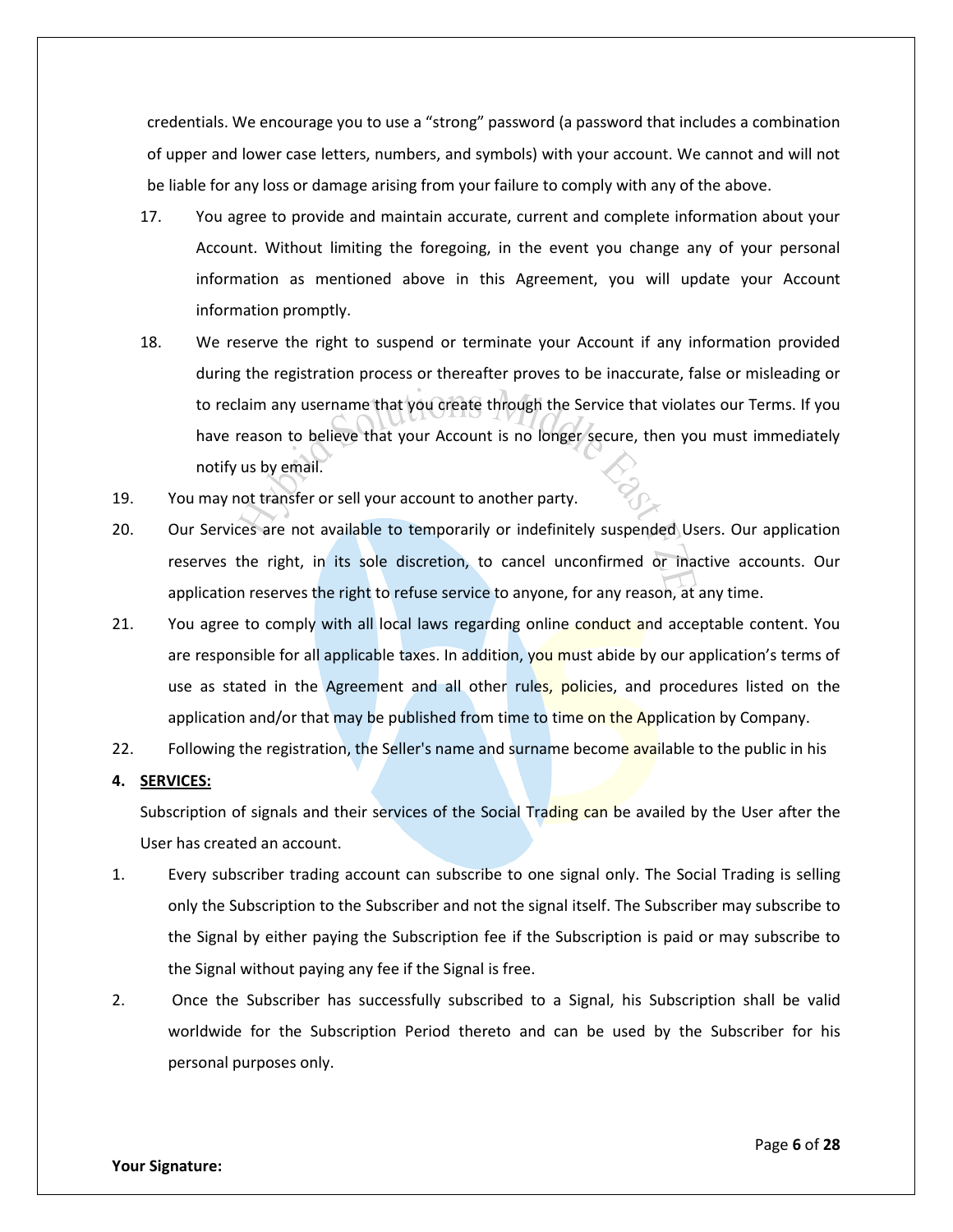credentials. We encourage you to use a "strong" password (a password that includes a combination of upper and lower case letters, numbers, and symbols) with your account. We cannot and will not be liable for any loss or damage arising from your failure to comply with any of the above.

17. You agree to provide and maintain accurate, current and complete information about your Account. Without limiting the foregoing, in the event you change any of your personal information as mentioned above in this Agreement, you will update your Account information promptly.

18. We reserve the right to suspend or terminate your Account if any information provided during the registration process or thereafter proves to be inaccurate, false or misleading or to reclaim any username that you create through the Service that violates our Terms. If you have reason to believe that your Account is no longer secure, then you must immediately notify us by email.

19. You may not transfer or sell your account to another party.

20. Our Services are not available to temporarily or indefinitely suspended Users. Our application reserves the right, in its sole discretion, to cancel unconfirmed or inactive accounts. Our application reserves the right to refuse service to anyone, for any reason, at any time.

21. You agree to comply with all local laws regarding online conduct and acceptable content. You are responsible for all applicable taxes. In addition, you must abide by our application's terms of use as stated in the Agreement and all other rules, policies, and procedures listed on the application and/or that may be published from time to time on the Application by Company.

22. Following the registration, the Seller's name and surname become available to the public in his

**4. SERVICES:**

Subscription of signals and their services of the Social Trading can be availed by the User after the User has created an account.

1. Every subscriber trading account can subscribe to one signal only. The Social Trading is selling only the Subscription to the Subscriber and not the signal itself. The Subscriber may subscribe to the Signal by either paying the Subscription fee if the Subscription is paid or may subscribe to the Signal without paying any fee if the Signal is free.

2. Once the Subscriber has successfully subscribed to a Signal, his Subscription shall be valid worldwide for the Subscription Period thereto and can be used by the Subscriber for his personal purposes only.

**Your Signature:**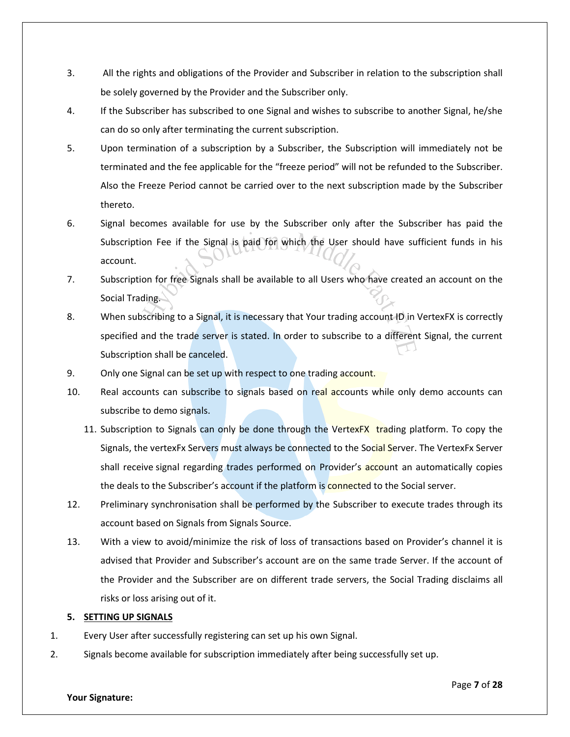3. All the rights and obligations of the Provider and Subscriber in relation to the subscription shall be solely governed by the Provider and the Subscriber only.

4. If the Subscriber has subscribed to one Signal and wishes to subscribe to another Signal, he/she can do so only after terminating the current subscription.

5. Upon termination of a subscription by a Subscriber, the Subscription will immediately not be terminated and the fee applicable for the "freeze period" will not be refunded to the Subscriber. Also the Freeze Period cannot be carried over to the next subscription made by the Subscriber thereto.

6. Signal becomes available for use by the Subscriber only after the Subscriber has paid the Subscription Fee if the Signal is paid for which the User should have sufficient funds in his account.

7. Subscription for free Signals shall be available to all Users who have created an account on the Social Trading.

8. When subscribing to a Signal, it is necessary that Your trading account ID in VertexFX is correctly specified and the trade server is stated. In order to subscribe to a different Signal, the current Subscription shall be canceled.

9. Only one Signal can be set up with respect to one trading account.

10. Real accounts can subscribe to signals based on real accounts while only demo accounts can subscribe to demo signals.

11. Subscription to Signals can only be done through the VertexFX trading platform. To copy the Signals, the vertexFx Servers must always be connected to the Social Server. The VertexFx Server shall receive signal regarding trades performed on Provider's account an automatically copies the deals to the Subscriber's account if the platform is connected to the Social server.

12. Preliminary synchronisation shall be performed by the Subscriber to execute trades through its account based on Signals from Signals Source.

13. With a view to avoid/minimize the risk of loss of transactions based on Provider's channel it is advised that Provider and Subscriber's account are on the same trade Server. If the account of the Provider and the Subscriber are on different trade servers, the Social Trading disclaims all risks or loss arising out of it.

**5. SETTING UP SIGNALS**

1. Every User after successfully registering can set up his own Signal.

2. Signals become available for subscription immediately after being successfully set up.

**Your Signature:**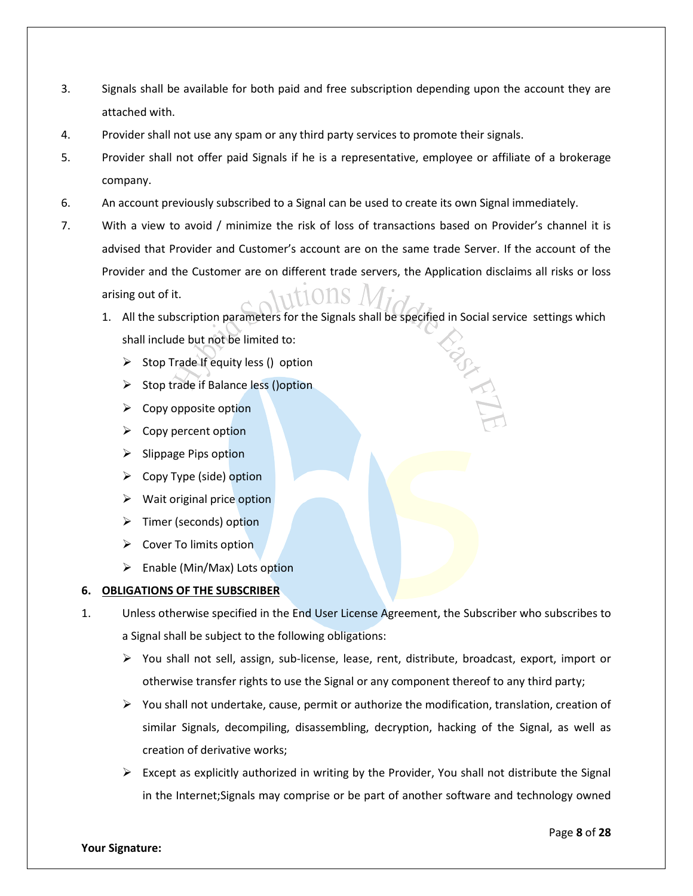3. Signals shall be available for both paid and free subscription depending upon the account they are attached with.
4. Provider shall not use any spam or any third party services to promote their signals.
5. Provider shall not offer paid Signals if he is a representative, employee or affiliate of a brokerage company.
6. An account previously subscribed to a Signal can be used to create its own Signal immediately.
7. With a view to avoid / minimize the risk of loss of transactions based on Provider's channel it is advised that Provider and Customer's account are on the same trade Server. If the account of the Provider and the Customer are on different trade servers, the Application disclaims all risks or loss arising out of it.
   1. All the subscription parameters for the Signals shall be specified in Social service settings which shall include but not be limited to:
      - Stop Trade If equity less () option
      - Stop trade if Balance less ()option
      - Copy opposite option
      - Copy percent option
      - Slippage Pips option
      - Copy Type (side) option
      - Wait original price option
      - Timer (seconds) option
      - Cover To limits option
      - Enable (Min/Max) Lots option

**6. <u>OBLIGATIONS OF THE SUBSCRIBER</u>**

1. Unless otherwise specified in the End User License Agreement, the Subscriber who subscribes to a Signal shall be subject to the following obligations:
   - You shall not sell, assign, sub-license, lease, rent, distribute, broadcast, export, import or otherwise transfer rights to use the Signal or any component thereof to any third party;
   - You shall not undertake, cause, permit or authorize the modification, translation, creation of similar Signals, decompiling, disassembling, decryption, hacking of the Signal, as well as creation of derivative works;
   - Except as explicitly authorized in writing by the Provider, You shall not distribute the Signal in the Internet;Signals may comprise or be part of another software and technology owned

**Your Signature:**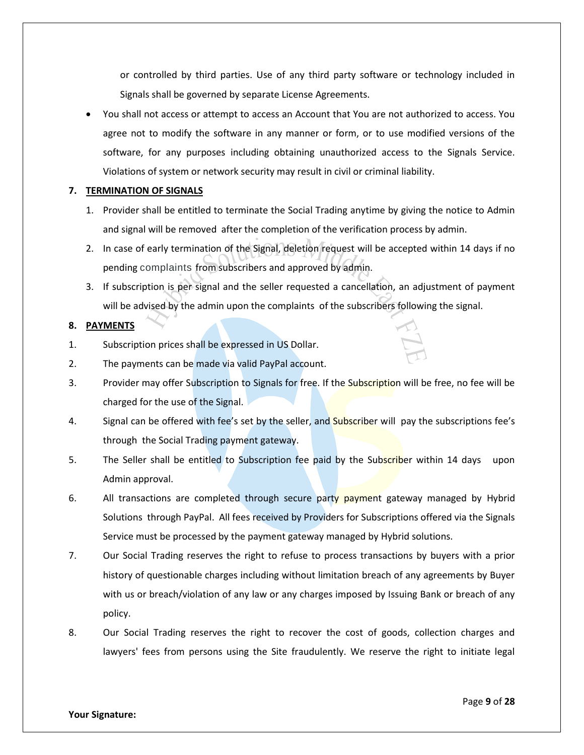or controlled by third parties. Use of any third party software or technology included in Signals shall be governed by separate License Agreements.

- You shall not access or attempt to access an Account that You are not authorized to access. You agree not to modify the software in any manner or form, or to use modified versions of the software, for any purposes including obtaining unauthorized access to the Signals Service. Violations of system or network security may result in civil or criminal liability.

**7. TERMINATION OF SIGNALS**

1. Provider shall be entitled to terminate the Social Trading anytime by giving the notice to Admin and signal will be removed after the completion of the verification process by admin.
2. In case of early termination of the Signal, deletion request will be accepted within 14 days if no pending complaints from subscribers and approved by admin.
3. If subscription is per signal and the seller requested a cancellation, an adjustment of payment will be advised by the admin upon the complaints of the subscribers following the signal.

**8. PAYMENTS**

1. Subscription prices shall be expressed in US Dollar.
2. The payments can be made via valid PayPal account.
3. Provider may offer Subscription to Signals for free. If the Subscription will be free, no fee will be charged for the use of the Signal.
4. Signal can be offered with fee's set by the seller, and Subscriber will pay the subscriptions fee's through the Social Trading payment gateway.
5. The Seller shall be entitled to Subscription fee paid by the Subscriber within 14 days upon Admin approval.
6. All transactions are completed through secure party payment gateway managed by Hybrid Solutions through PayPal. All fees received by Providers for Subscriptions offered via the Signals Service must be processed by the payment gateway managed by Hybrid solutions.
7. Our Social Trading reserves the right to refuse to process transactions by buyers with a prior history of questionable charges including without limitation breach of any agreements by Buyer with us or breach/violation of any law or any charges imposed by Issuing Bank or breach of any policy.
8. Our Social Trading reserves the right to recover the cost of goods, collection charges and lawyers' fees from persons using the Site fraudulently. We reserve the right to initiate legal

**Your Signature:**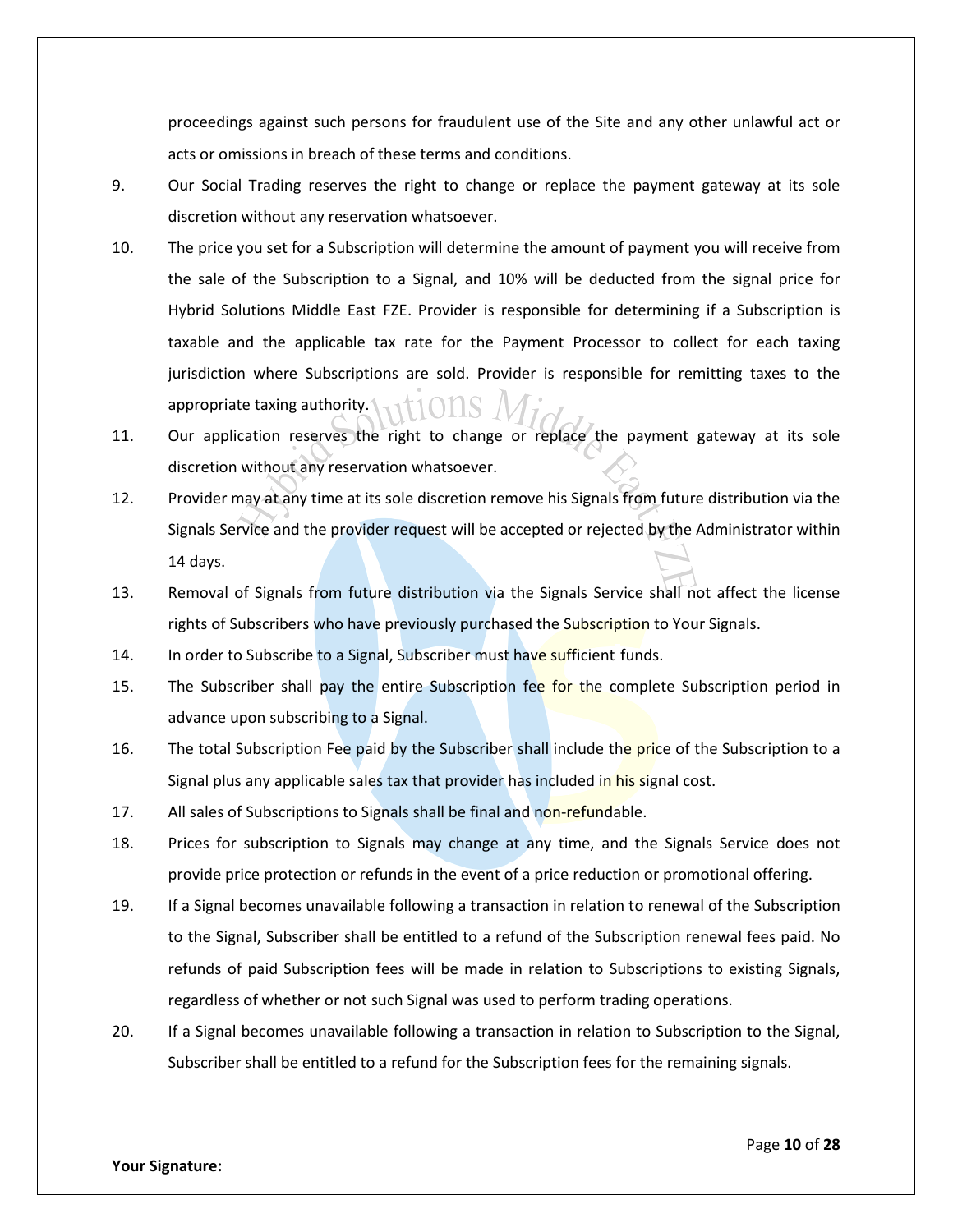proceedings against such persons for fraudulent use of the Site and any other unlawful act or acts or omissions in breach of these terms and conditions.

9. Our Social Trading reserves the right to change or replace the payment gateway at its sole discretion without any reservation whatsoever.

10. The price you set for a Subscription will determine the amount of payment you will receive from the sale of the Subscription to a Signal, and 10% will be deducted from the signal price for Hybrid Solutions Middle East FZE. Provider is responsible for determining if a Subscription is taxable and the applicable tax rate for the Payment Processor to collect for each taxing jurisdiction where Subscriptions are sold. Provider is responsible for remitting taxes to the appropriate taxing authority.

11. Our application reserves the right to change or replace the payment gateway at its sole discretion without any reservation whatsoever.

12. Provider may at any time at its sole discretion remove his Signals from future distribution via the Signals Service and the provider request will be accepted or rejected by the Administrator within 14 days.

13. Removal of Signals from future distribution via the Signals Service shall not affect the license rights of Subscribers who have previously purchased the Subscription to Your Signals.

14. In order to Subscribe to a Signal, Subscriber must have sufficient funds.

15. The Subscriber shall pay the entire Subscription fee for the complete Subscription period in advance upon subscribing to a Signal.

16. The total Subscription Fee paid by the Subscriber shall include the price of the Subscription to a Signal plus any applicable sales tax that provider has included in his signal cost.

17. All sales of Subscriptions to Signals shall be final and non-refundable.

18. Prices for subscription to Signals may change at any time, and the Signals Service does not provide price protection or refunds in the event of a price reduction or promotional offering.

19. If a Signal becomes unavailable following a transaction in relation to renewal of the Subscription to the Signal, Subscriber shall be entitled to a refund of the Subscription renewal fees paid. No refunds of paid Subscription fees will be made in relation to Subscriptions to existing Signals, regardless of whether or not such Signal was used to perform trading operations.

20. If a Signal becomes unavailable following a transaction in relation to Subscription to the Signal, Subscriber shall be entitled to a refund for the Subscription fees for the remaining signals.

**Your Signature:**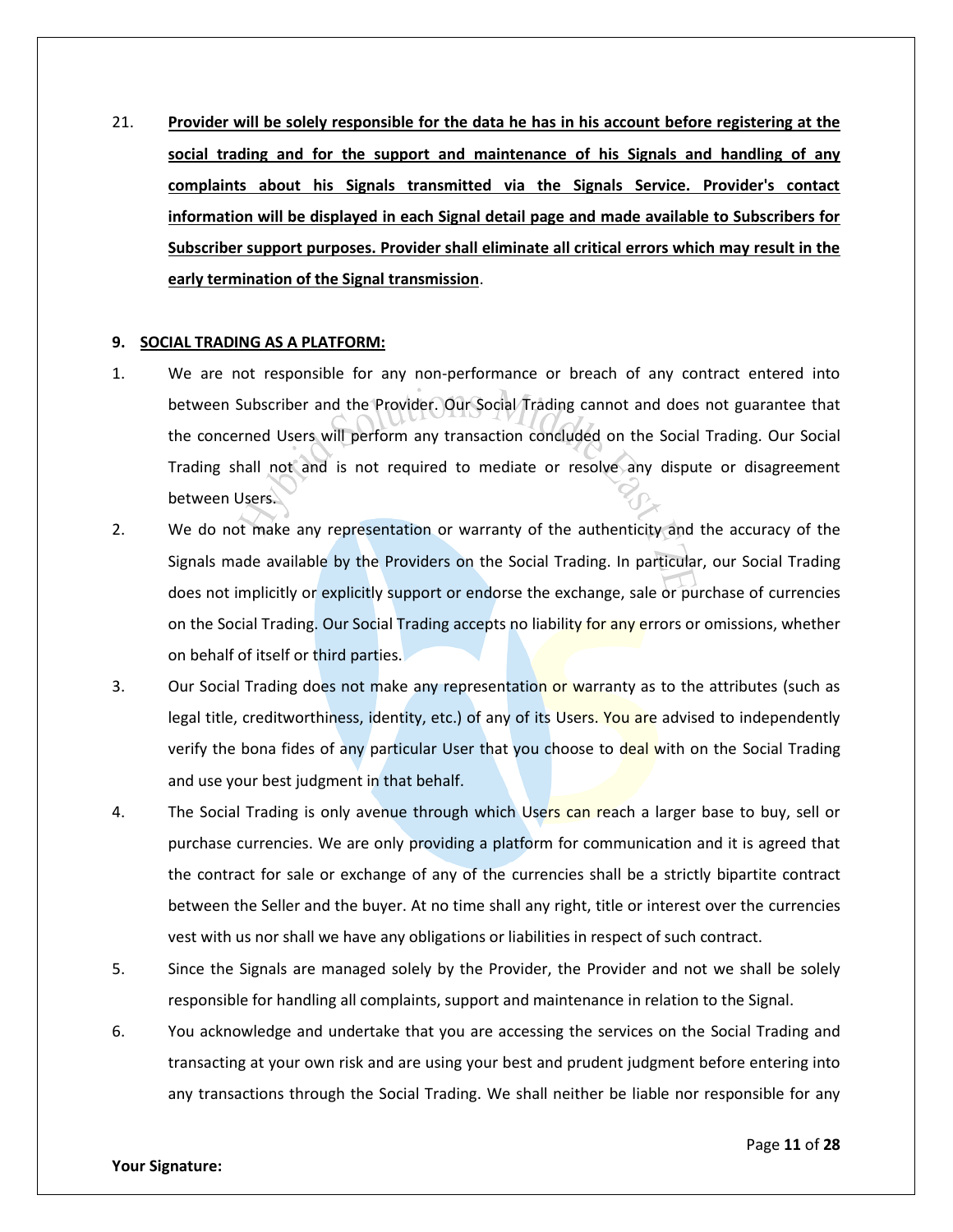21. **<u>Provider will be solely responsible for the data he has in his account before registering at the social trading and for the support and maintenance of his Signals and handling of any complaints about his Signals transmitted via the Signals Service. Provider's contact information will be displayed in each Signal detail page and made available to Subscribers for Subscriber support purposes. Provider shall eliminate all critical errors which may result in the early termination of the Signal transmission</u>**.

**9. <u>SOCIAL TRADING AS A PLATFORM:</u>**

1. We are not responsible for any non-performance or breach of any contract entered into between Subscriber and the Provider. Our Social Trading cannot and does not guarantee that the concerned Users will perform any transaction concluded on the Social Trading. Our Social Trading shall not and is not required to mediate or resolve any dispute or disagreement between Users.
2. We do not make any representation or warranty of the authenticity and the accuracy of the Signals made available by the Providers on the Social Trading. In particular, our Social Trading does not implicitly or explicitly support or endorse the exchange, sale or purchase of currencies on the Social Trading. Our Social Trading accepts no liability for any errors or omissions, whether on behalf of itself or third parties.
3. Our Social Trading does not make any representation or warranty as to the attributes (such as legal title, creditworthiness, identity, etc.) of any of its Users. You are advised to independently verify the bona fides of any particular User that you choose to deal with on the Social Trading and use your best judgment in that behalf.
4. The Social Trading is only avenue through which Users can reach a larger base to buy, sell or purchase currencies. We are only providing a platform for communication and it is agreed that the contract for sale or exchange of any of the currencies shall be a strictly bipartite contract between the Seller and the buyer. At no time shall any right, title or interest over the currencies vest with us nor shall we have any obligations or liabilities in respect of such contract.
5. Since the Signals are managed solely by the Provider, the Provider and not we shall be solely responsible for handling all complaints, support and maintenance in relation to the Signal.
6. You acknowledge and undertake that you are accessing the services on the Social Trading and transacting at your own risk and are using your best and prudent judgment before entering into any transactions through the Social Trading. We shall neither be liable nor responsible for any

**Your Signature:**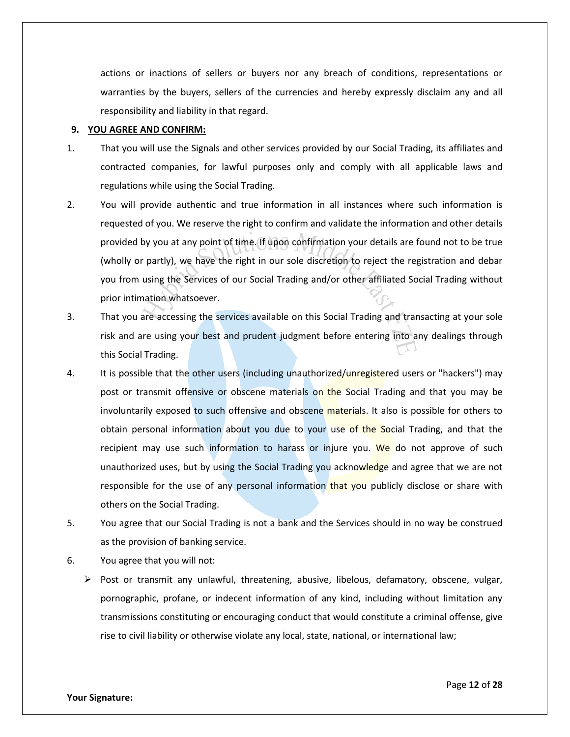actions or inactions of sellers or buyers nor any breach of conditions, representations or warranties by the buyers, sellers of the currencies and hereby expressly disclaim any and all responsibility and liability in that regard.

## 9. YOU AGREE AND CONFIRM:

1. That you will use the Signals and other services provided by our Social Trading, its affiliates and contracted companies, for lawful purposes only and comply with all applicable laws and regulations while using the Social Trading.
2. You will provide authentic and true information in all instances where such information is requested of you. We reserve the right to confirm and validate the information and other details provided by you at any point of time. If upon confirmation your details are found not to be true (wholly or partly), we have the right in our sole discretion to reject the registration and debar you from using the Services of our Social Trading and/or other affiliated Social Trading without prior intimation whatsoever.
3. That you are accessing the services available on this Social Trading and transacting at your sole risk and are using your best and prudent judgment before entering into any dealings through this Social Trading.
4. It is possible that the other users (including unauthorized/unregistered users or "hackers") may post or transmit offensive or obscene materials on the Social Trading and that you may be involuntarily exposed to such offensive and obscene materials. It also is possible for others to obtain personal information about you due to your use of the Social Trading, and that the recipient may use such information to harass or injure you. We do not approve of such unauthorized uses, but by using the Social Trading you acknowledge and agree that we are not responsible for the use of any personal information that you publicly disclose or share with others on the Social Trading.
5. You agree that our Social Trading is not a bank and the Services should in no way be construed as the provision of banking service.
6. You agree that you will not:
   - Post or transmit any unlawful, threatening, abusive, libelous, defamatory, obscene, vulgar, pornographic, profane, or indecent information of any kind, including without limitation any transmissions constituting or encouraging conduct that would constitute a criminal offense, give rise to civil liability or otherwise violate any local, state, national, or international law;

**Your Signature:**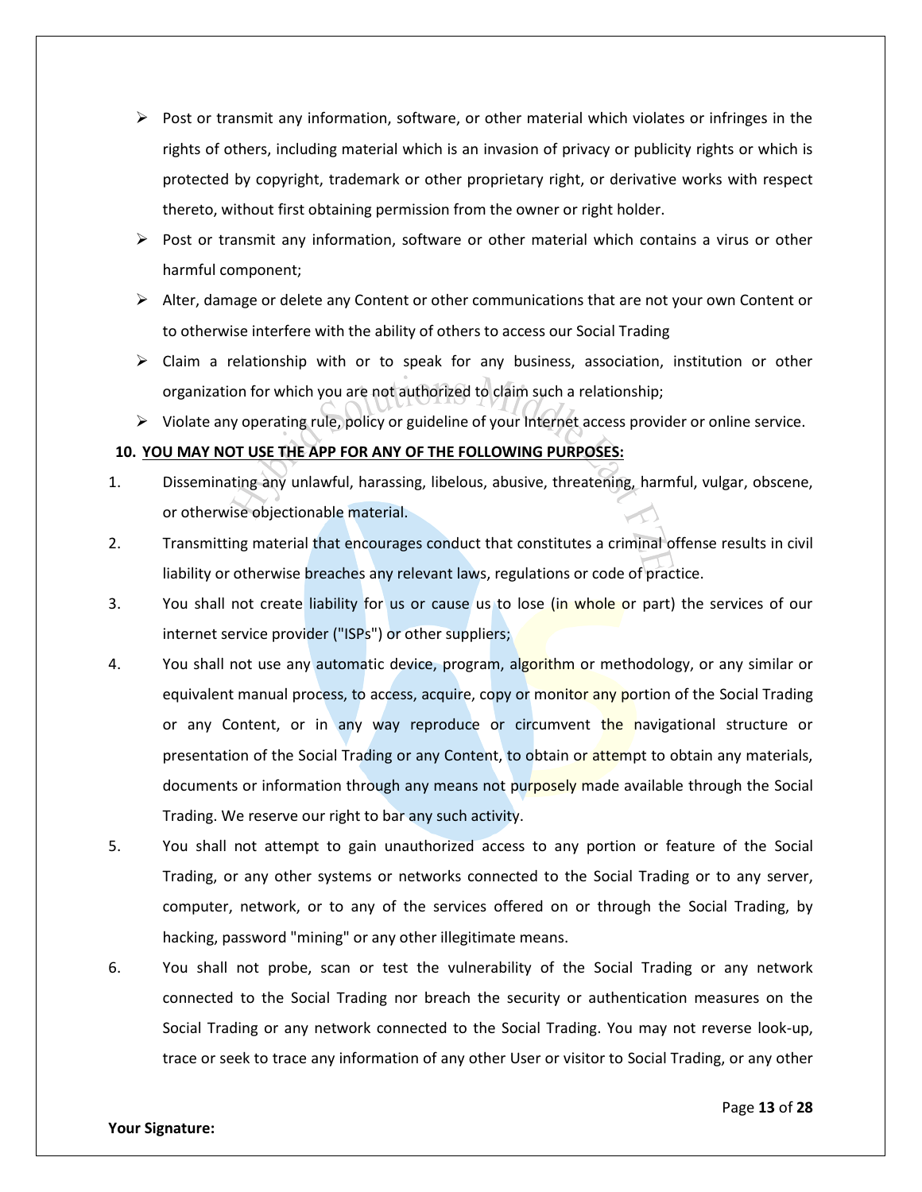- Post or transmit any information, software, or other material which violates or infringes in the rights of others, including material which is an invasion of privacy or publicity rights or which is protected by copyright, trademark or other proprietary right, or derivative works with respect thereto, without first obtaining permission from the owner or right holder.
- Post or transmit any information, software or other material which contains a virus or other harmful component;
- Alter, damage or delete any Content or other communications that are not your own Content or to otherwise interfere with the ability of others to access our Social Trading
- Claim a relationship with or to speak for any business, association, institution or other organization for which you are not authorized to claim such a relationship;
- Violate any operating rule, policy or guideline of your Internet access provider or online service.

**10. <u>YOU MAY NOT USE THE APP FOR ANY OF THE FOLLOWING PURPOSES:</u>**

1. Disseminating any unlawful, harassing, libelous, abusive, threatening, harmful, vulgar, obscene, or otherwise objectionable material.
2. Transmitting material that encourages conduct that constitutes a criminal offense results in civil liability or otherwise breaches any relevant laws, regulations or code of practice.
3. You shall not create liability for us or cause us to lose (in whole or part) the services of our internet service provider ("ISPs") or other suppliers;
4. You shall not use any automatic device, program, algorithm or methodology, or any similar or equivalent manual process, to access, acquire, copy or monitor any portion of the Social Trading or any Content, or in any way reproduce or circumvent the navigational structure or presentation of the Social Trading or any Content, to obtain or attempt to obtain any materials, documents or information through any means not purposely made available through the Social Trading. We reserve our right to bar any such activity.
5. You shall not attempt to gain unauthorized access to any portion or feature of the Social Trading, or any other systems or networks connected to the Social Trading or to any server, computer, network, or to any of the services offered on or through the Social Trading, by hacking, password "mining" or any other illegitimate means.
6. You shall not probe, scan or test the vulnerability of the Social Trading or any network connected to the Social Trading nor breach the security or authentication measures on the Social Trading or any network connected to the Social Trading. You may not reverse look-up, trace or seek to trace any information of any other User or visitor to Social Trading, or any other

**Your Signature:**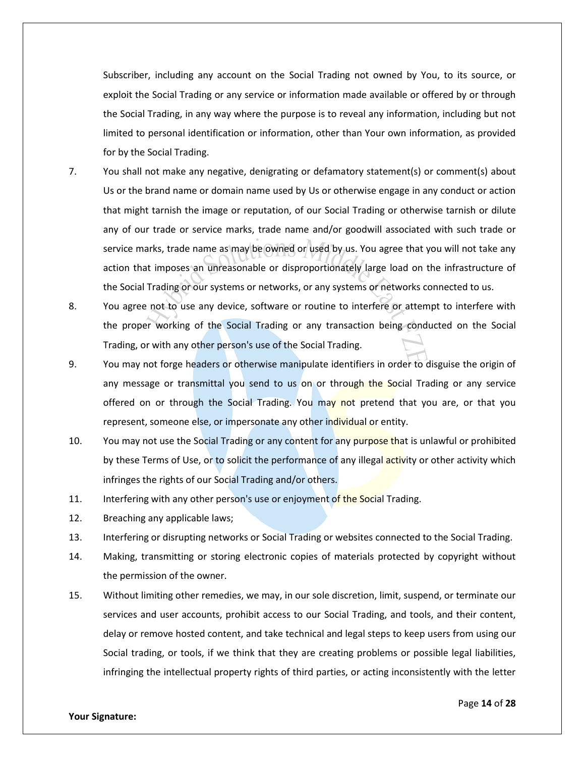Subscriber, including any account on the Social Trading not owned by You, to its source, or exploit the Social Trading or any service or information made available or offered by or through the Social Trading, in any way where the purpose is to reveal any information, including but not limited to personal identification or information, other than Your own information, as provided for by the Social Trading.

7. You shall not make any negative, denigrating or defamatory statement(s) or comment(s) about Us or the brand name or domain name used by Us or otherwise engage in any conduct or action that might tarnish the image or reputation, of our Social Trading or otherwise tarnish or dilute any of our trade or service marks, trade name and/or goodwill associated with such trade or service marks, trade name as may be owned or used by us. You agree that you will not take any action that imposes an unreasonable or disproportionately large load on the infrastructure of the Social Trading or our systems or networks, or any systems or networks connected to us.
8. You agree not to use any device, software or routine to interfere or attempt to interfere with the proper working of the Social Trading or any transaction being conducted on the Social Trading, or with any other person's use of the Social Trading.
9. You may not forge headers or otherwise manipulate identifiers in order to disguise the origin of any message or transmittal you send to us on or through the Social Trading or any service offered on or through the Social Trading. You may not pretend that you are, or that you represent, someone else, or impersonate any other individual or entity.
10. You may not use the Social Trading or any content for any purpose that is unlawful or prohibited by these Terms of Use, or to solicit the performance of any illegal activity or other activity which infringes the rights of our Social Trading and/or others.
11. Interfering with any other person's use or enjoyment of the Social Trading.
12. Breaching any applicable laws;
13. Interfering or disrupting networks or Social Trading or websites connected to the Social Trading.
14. Making, transmitting or storing electronic copies of materials protected by copyright without the permission of the owner.
15. Without limiting other remedies, we may, in our sole discretion, limit, suspend, or terminate our services and user accounts, prohibit access to our Social Trading, and tools, and their content, delay or remove hosted content, and take technical and legal steps to keep users from using our Social trading, or tools, if we think that they are creating problems or possible legal liabilities, infringing the intellectual property rights of third parties, or acting inconsistently with the letter

**Your Signature:**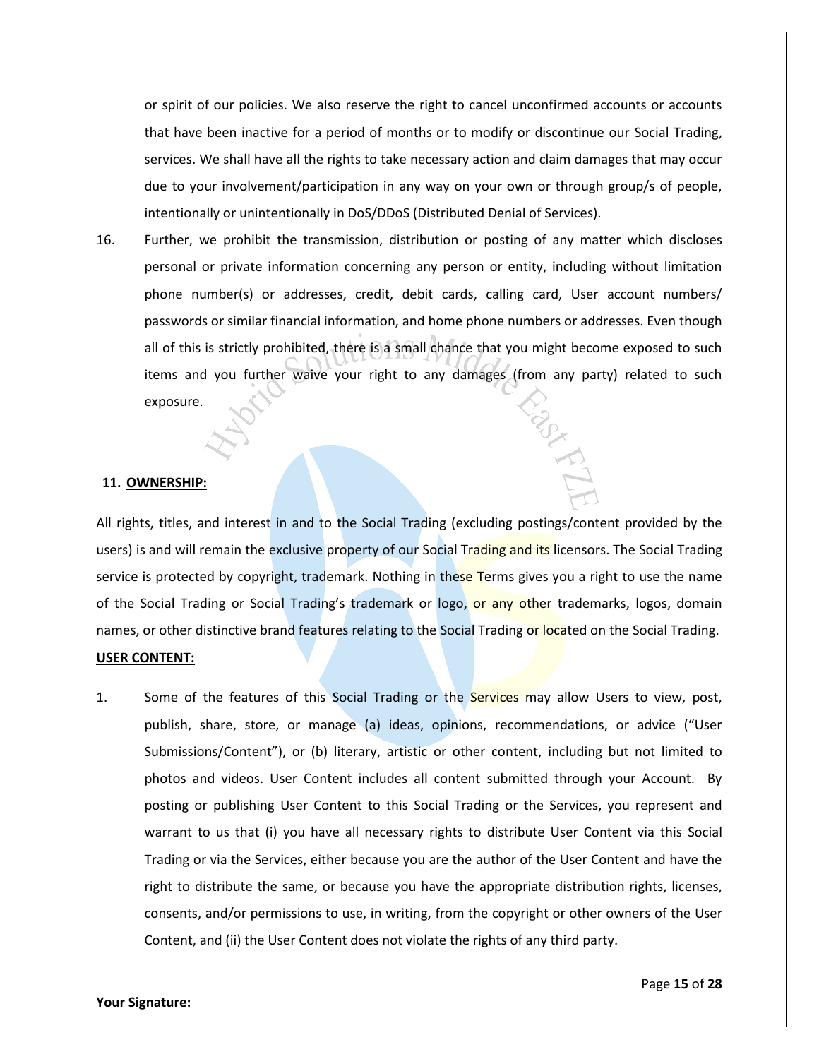or spirit of our policies. We also reserve the right to cancel unconfirmed accounts or accounts that have been inactive for a period of months or to modify or discontinue our Social Trading, services. We shall have all the rights to take necessary action and claim damages that may occur due to your involvement/participation in any way on your own or through group/s of people, intentionally or unintentionally in DoS/DDoS (Distributed Denial of Services).

16. Further, we prohibit the transmission, distribution or posting of any matter which discloses personal or private information concerning any person or entity, including without limitation phone number(s) or addresses, credit, debit cards, calling card, User account numbers/ passwords or similar financial information, and home phone numbers or addresses. Even though all of this is strictly prohibited, there is a small chance that you might become exposed to such items and you further waive your right to any damages (from any party) related to such exposure.

**11. OWNERSHIP:**

All rights, titles, and interest in and to the Social Trading (excluding postings/content provided by the users) is and will remain the exclusive property of our Social Trading and its licensors. The Social Trading service is protected by copyright, trademark. Nothing in these Terms gives you a right to use the name of the Social Trading or Social Trading's trademark or logo, or any other trademarks, logos, domain names, or other distinctive brand features relating to the Social Trading or located on the Social Trading.

**USER CONTENT:**

1. Some of the features of this Social Trading or the Services may allow Users to view, post, publish, share, store, or manage (a) ideas, opinions, recommendations, or advice ("User Submissions/Content"), or (b) literary, artistic or other content, including but not limited to photos and videos. User Content includes all content submitted through your Account. By posting or publishing User Content to this Social Trading or the Services, you represent and warrant to us that (i) you have all necessary rights to distribute User Content via this Social Trading or via the Services, either because you are the author of the User Content and have the right to distribute the same, or because you have the appropriate distribution rights, licenses, consents, and/or permissions to use, in writing, from the copyright or other owners of the User Content, and (ii) the User Content does not violate the rights of any third party.

**Your Signature:**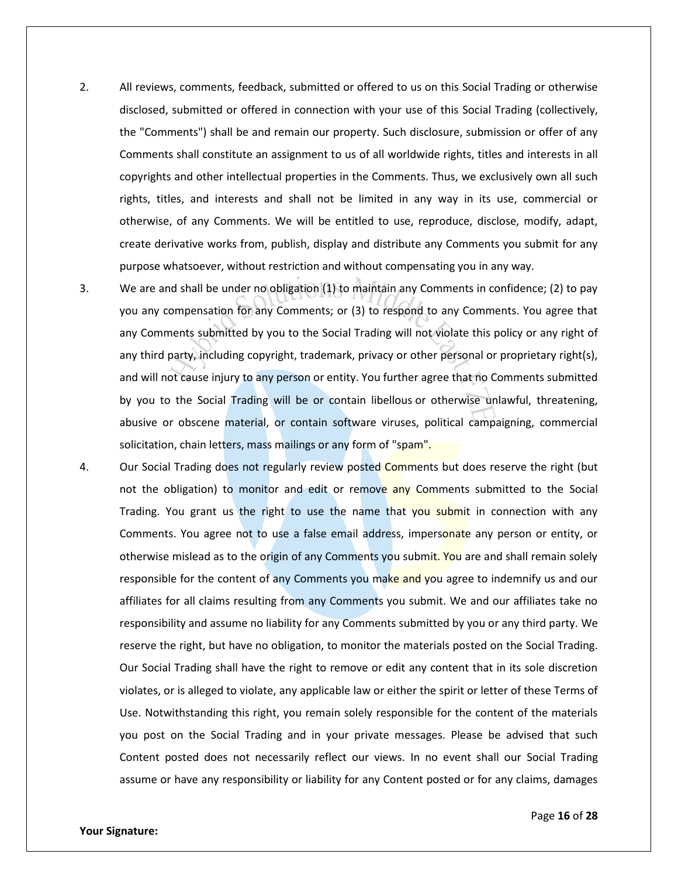2. All reviews, comments, feedback, submitted or offered to us on this Social Trading or otherwise disclosed, submitted or offered in connection with your use of this Social Trading (collectively, the "Comments") shall be and remain our property. Such disclosure, submission or offer of any Comments shall constitute an assignment to us of all worldwide rights, titles and interests in all copyrights and other intellectual properties in the Comments. Thus, we exclusively own all such rights, titles, and interests and shall not be limited in any way in its use, commercial or otherwise, of any Comments. We will be entitled to use, reproduce, disclose, modify, adapt, create derivative works from, publish, display and distribute any Comments you submit for any purpose whatsoever, without restriction and without compensating you in any way.

3. We are and shall be under no obligation (1) to maintain any Comments in confidence; (2) to pay you any compensation for any Comments; or (3) to respond to any Comments. You agree that any Comments submitted by you to the Social Trading will not violate this policy or any right of any third party, including copyright, trademark, privacy or other personal or proprietary right(s), and will not cause injury to any person or entity. You further agree that no Comments submitted by you to the Social Trading will be or contain libellous or otherwise unlawful, threatening, abusive or obscene material, or contain software viruses, political campaigning, commercial solicitation, chain letters, mass mailings or any form of "spam".

4. Our Social Trading does not regularly review posted Comments but does reserve the right (but not the obligation) to monitor and edit or remove any Comments submitted to the Social Trading. You grant us the right to use the name that you submit in connection with any Comments. You agree not to use a false email address, impersonate any person or entity, or otherwise mislead as to the origin of any Comments you submit. You are and shall remain solely responsible for the content of any Comments you make and you agree to indemnify us and our affiliates for all claims resulting from any Comments you submit. We and our affiliates take no responsibility and assume no liability for any Comments submitted by you or any third party. We reserve the right, but have no obligation, to monitor the materials posted on the Social Trading. Our Social Trading shall have the right to remove or edit any content that in its sole discretion violates, or is alleged to violate, any applicable law or either the spirit or letter of these Terms of Use. Notwithstanding this right, you remain solely responsible for the content of the materials you post on the Social Trading and in your private messages. Please be advised that such Content posted does not necessarily reflect our views. In no event shall our Social Trading assume or have any responsibility or liability for any Content posted or for any claims, damages

**Your Signature:**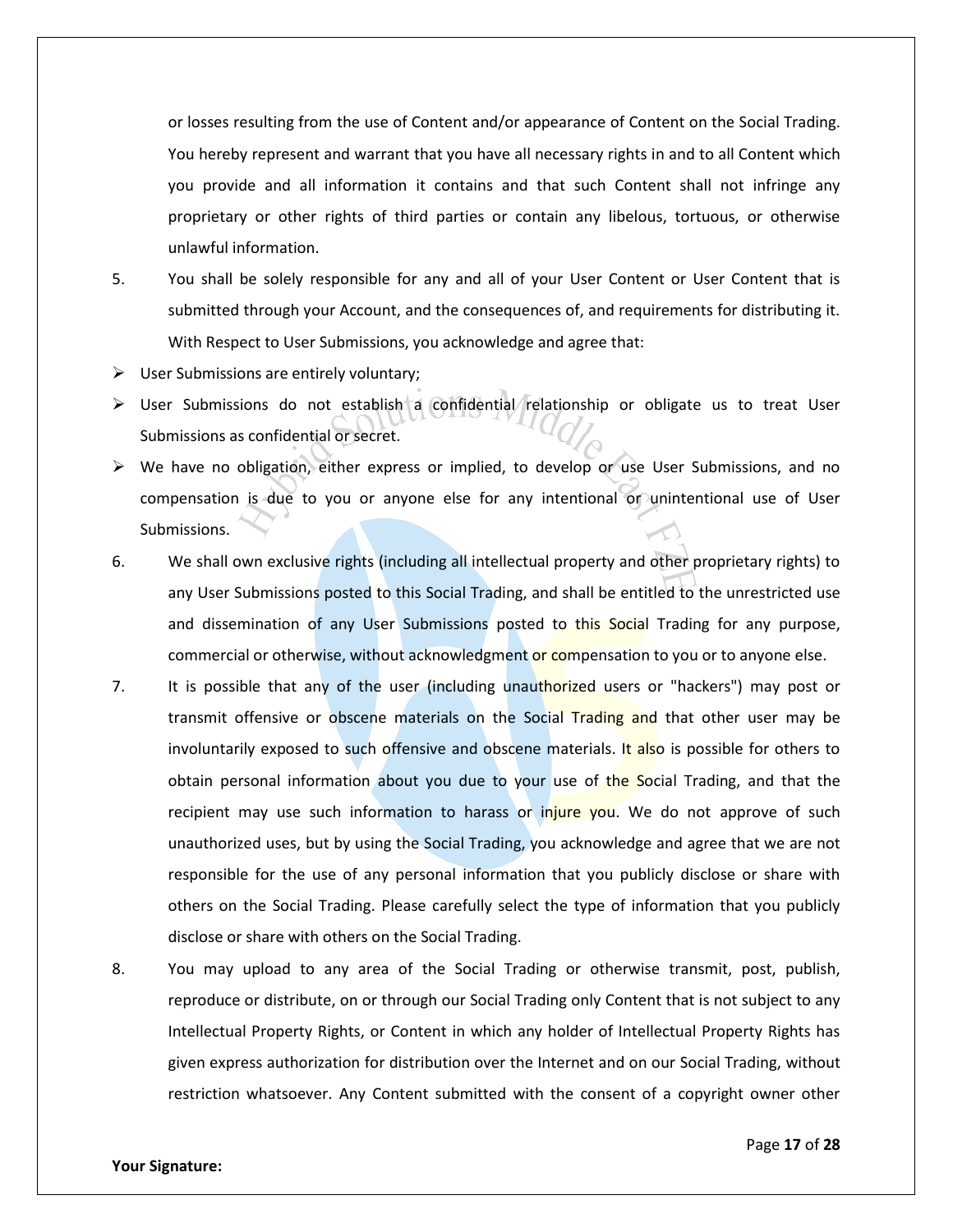or losses resulting from the use of Content and/or appearance of Content on the Social Trading. You hereby represent and warrant that you have all necessary rights in and to all Content which you provide and all information it contains and that such Content shall not infringe any proprietary or other rights of third parties or contain any libelous, tortuous, or otherwise unlawful information.

5. You shall be solely responsible for any and all of your User Content or User Content that is submitted through your Account, and the consequences of, and requirements for distributing it. With Respect to User Submissions, you acknowledge and agree that:

- User Submissions are entirely voluntary;
- User Submissions do not establish a confidential relationship or obligate us to treat User Submissions as confidential or secret.
- We have no obligation, either express or implied, to develop or use User Submissions, and no compensation is due to you or anyone else for any intentional or unintentional use of User Submissions.

6. We shall own exclusive rights (including all intellectual property and other proprietary rights) to any User Submissions posted to this Social Trading, and shall be entitled to the unrestricted use and dissemination of any User Submissions posted to this Social Trading for any purpose, commercial or otherwise, without acknowledgment or compensation to you or to anyone else.

7. It is possible that any of the user (including unauthorized users or "hackers") may post or transmit offensive or obscene materials on the Social Trading and that other user may be involuntarily exposed to such offensive and obscene materials. It also is possible for others to obtain personal information about you due to your use of the Social Trading, and that the recipient may use such information to harass or injure you. We do not approve of such unauthorized uses, but by using the Social Trading, you acknowledge and agree that we are not responsible for the use of any personal information that you publicly disclose or share with others on the Social Trading. Please carefully select the type of information that you publicly disclose or share with others on the Social Trading.

8. You may upload to any area of the Social Trading or otherwise transmit, post, publish, reproduce or distribute, on or through our Social Trading only Content that is not subject to any Intellectual Property Rights, or Content in which any holder of Intellectual Property Rights has given express authorization for distribution over the Internet and on our Social Trading, without restriction whatsoever. Any Content submitted with the consent of a copyright owner other

**Your Signature:**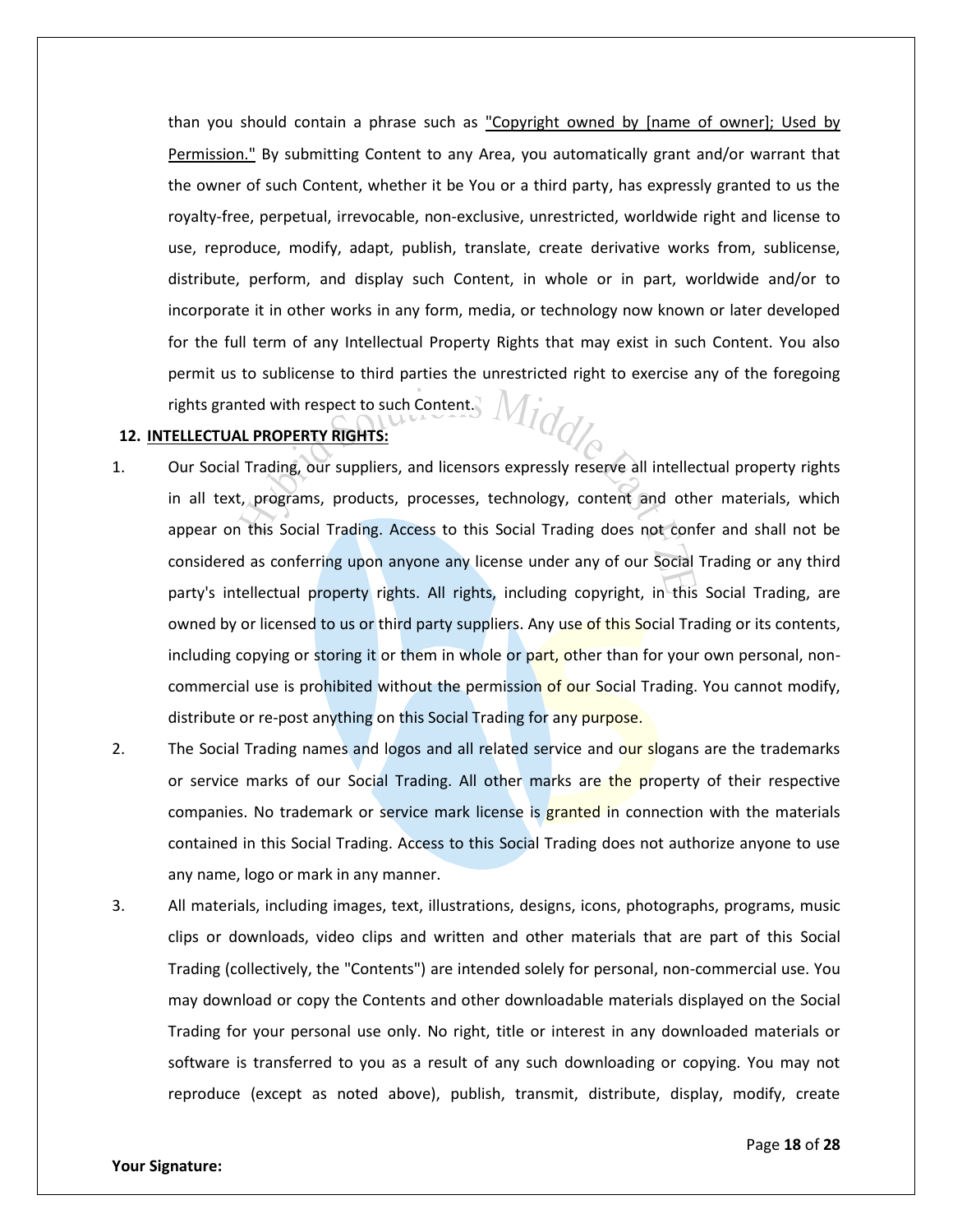than you should contain a phrase such as "Copyright owned by [name of owner]; Used by Permission." By submitting Content to any Area, you automatically grant and/or warrant that the owner of such Content, whether it be You or a third party, has expressly granted to us the royalty-free, perpetual, irrevocable, non-exclusive, unrestricted, worldwide right and license to use, reproduce, modify, adapt, publish, translate, create derivative works from, sublicense, distribute, perform, and display such Content, in whole or in part, worldwide and/or to incorporate it in other works in any form, media, or technology now known or later developed for the full term of any Intellectual Property Rights that may exist in such Content. You also permit us to sublicense to third parties the unrestricted right to exercise any of the foregoing rights granted with respect to such Content.

## 12. INTELLECTUAL PROPERTY RIGHTS:

1. Our Social Trading, our suppliers, and licensors expressly reserve all intellectual property rights in all text, programs, products, processes, technology, content and other materials, which appear on this Social Trading. Access to this Social Trading does not confer and shall not be considered as conferring upon anyone any license under any of our Social Trading or any third party's intellectual property rights. All rights, including copyright, in this Social Trading, are owned by or licensed to us or third party suppliers. Any use of this Social Trading or its contents, including copying or storing it or them in whole or part, other than for your own personal, non-commercial use is prohibited without the permission of our Social Trading. You cannot modify, distribute or re-post anything on this Social Trading for any purpose.
2. The Social Trading names and logos and all related service and our slogans are the trademarks or service marks of our Social Trading. All other marks are the property of their respective companies. No trademark or service mark license is granted in connection with the materials contained in this Social Trading. Access to this Social Trading does not authorize anyone to use any name, logo or mark in any manner.
3. All materials, including images, text, illustrations, designs, icons, photographs, programs, music clips or downloads, video clips and written and other materials that are part of this Social Trading (collectively, the "Contents") are intended solely for personal, non-commercial use. You may download or copy the Contents and other downloadable materials displayed on the Social Trading for your personal use only. No right, title or interest in any downloaded materials or software is transferred to you as a result of any such downloading or copying. You may not reproduce (except as noted above), publish, transmit, distribute, display, modify, create

**Your Signature:**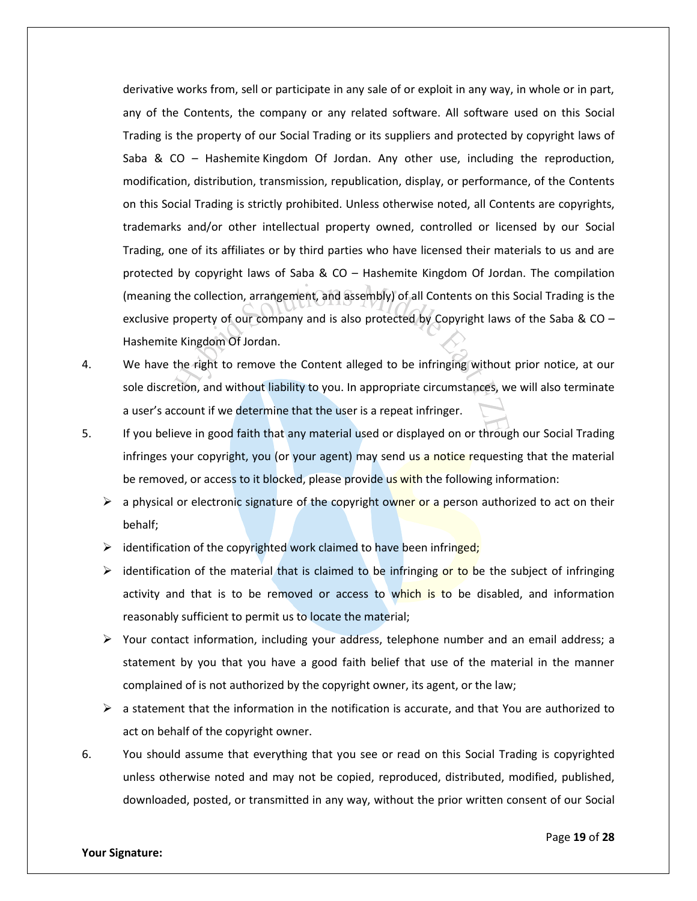derivative works from, sell or participate in any sale of or exploit in any way, in whole or in part, any of the Contents, the company or any related software. All software used on this Social Trading is the property of our Social Trading or its suppliers and protected by copyright laws of Saba & CO – Hashemite Kingdom Of Jordan. Any other use, including the reproduction, modification, distribution, transmission, republication, display, or performance, of the Contents on this Social Trading is strictly prohibited. Unless otherwise noted, all Contents are copyrights, trademarks and/or other intellectual property owned, controlled or licensed by our Social Trading, one of its affiliates or by third parties who have licensed their materials to us and are protected by copyright laws of Saba & CO – Hashemite Kingdom Of Jordan. The compilation (meaning the collection, arrangement, and assembly) of all Contents on this Social Trading is the exclusive property of our company and is also protected by Copyright laws of the Saba & CO – Hashemite Kingdom Of Jordan.

4. We have the right to remove the Content alleged to be infringing without prior notice, at our sole discretion, and without liability to you. In appropriate circumstances, we will also terminate a user's account if we determine that the user is a repeat infringer.

5. If you believe in good faith that any material used or displayed on or through our Social Trading infringes your copyright, you (or your agent) may send us a notice requesting that the material be removed, or access to it blocked, please provide us with the following information:
   - a physical or electronic signature of the copyright owner or a person authorized to act on their behalf;
   - identification of the copyrighted work claimed to have been infringed;
   - identification of the material that is claimed to be infringing or to be the subject of infringing activity and that is to be removed or access to which is to be disabled, and information reasonably sufficient to permit us to locate the material;
   - Your contact information, including your address, telephone number and an email address; a statement by you that you have a good faith belief that use of the material in the manner complained of is not authorized by the copyright owner, its agent, or the law;
   - a statement that the information in the notification is accurate, and that You are authorized to act on behalf of the copyright owner.

6. You should assume that everything that you see or read on this Social Trading is copyrighted unless otherwise noted and may not be copied, reproduced, distributed, modified, published, downloaded, posted, or transmitted in any way, without the prior written consent of our Social

**Your Signature:**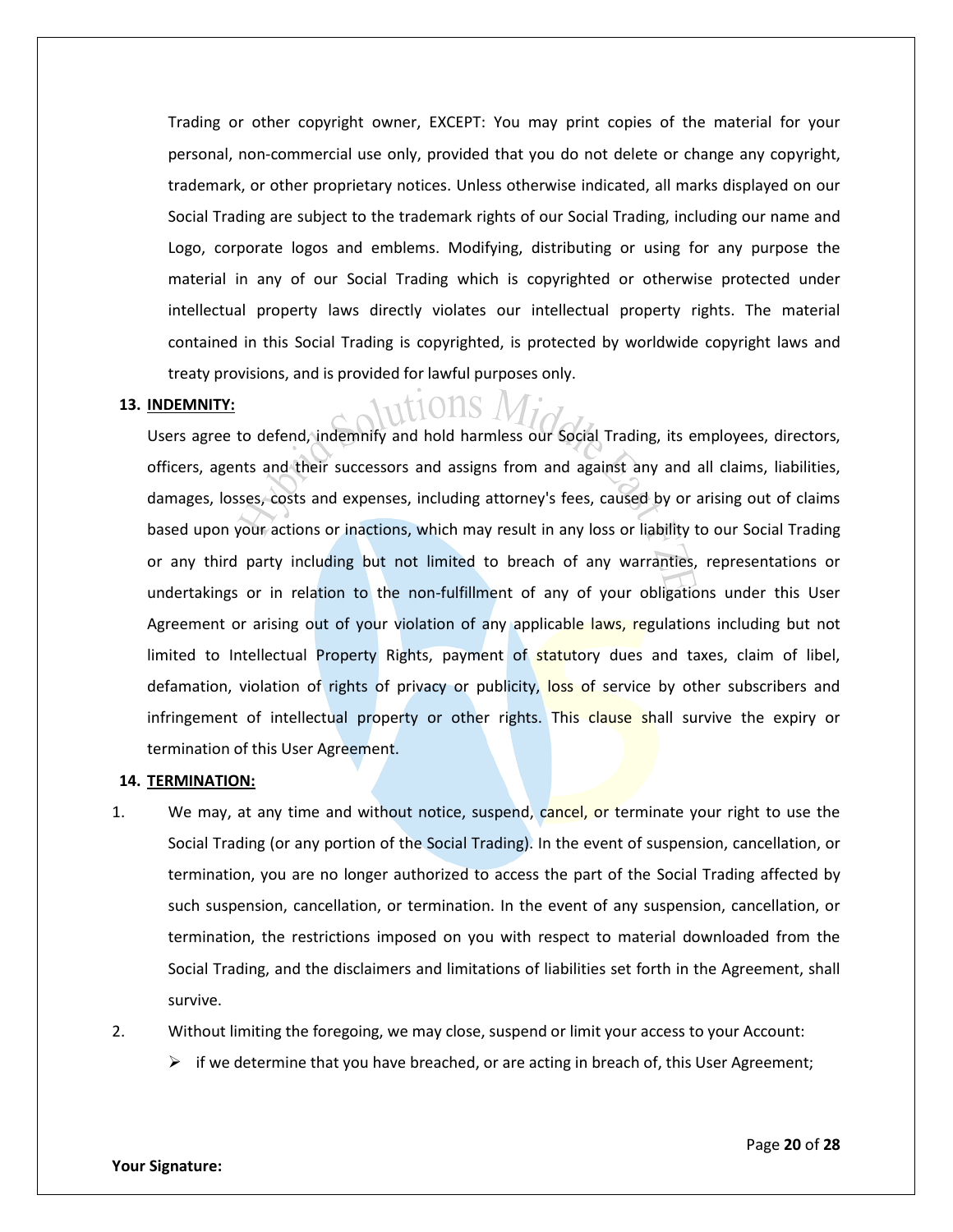Trading or other copyright owner, EXCEPT: You may print copies of the material for your personal, non-commercial use only, provided that you do not delete or change any copyright, trademark, or other proprietary notices. Unless otherwise indicated, all marks displayed on our Social Trading are subject to the trademark rights of our Social Trading, including our name and Logo, corporate logos and emblems. Modifying, distributing or using for any purpose the material in any of our Social Trading which is copyrighted or otherwise protected under intellectual property laws directly violates our intellectual property rights. The material contained in this Social Trading is copyrighted, is protected by worldwide copyright laws and treaty provisions, and is provided for lawful purposes only.

**13. INDEMNITY:**

Users agree to defend, indemnify and hold harmless our Social Trading, its employees, directors, officers, agents and their successors and assigns from and against any and all claims, liabilities, damages, losses, costs and expenses, including attorney's fees, caused by or arising out of claims based upon your actions or inactions, which may result in any loss or liability to our Social Trading or any third party including but not limited to breach of any warranties, representations or undertakings or in relation to the non-fulfillment of any of your obligations under this User Agreement or arising out of your violation of any applicable laws, regulations including but not limited to Intellectual Property Rights, payment of statutory dues and taxes, claim of libel, defamation, violation of rights of privacy or publicity, loss of service by other subscribers and infringement of intellectual property or other rights. This clause shall survive the expiry or termination of this User Agreement.

**14. TERMINATION:**

1. We may, at any time and without notice, suspend, cancel, or terminate your right to use the Social Trading (or any portion of the Social Trading). In the event of suspension, cancellation, or termination, you are no longer authorized to access the part of the Social Trading affected by such suspension, cancellation, or termination. In the event of any suspension, cancellation, or termination, the restrictions imposed on you with respect to material downloaded from the Social Trading, and the disclaimers and limitations of liabilities set forth in the Agreement, shall survive.
2. Without limiting the foregoing, we may close, suspend or limit your access to your Account:
   - if we determine that you have breached, or are acting in breach of, this User Agreement;

**Your Signature:**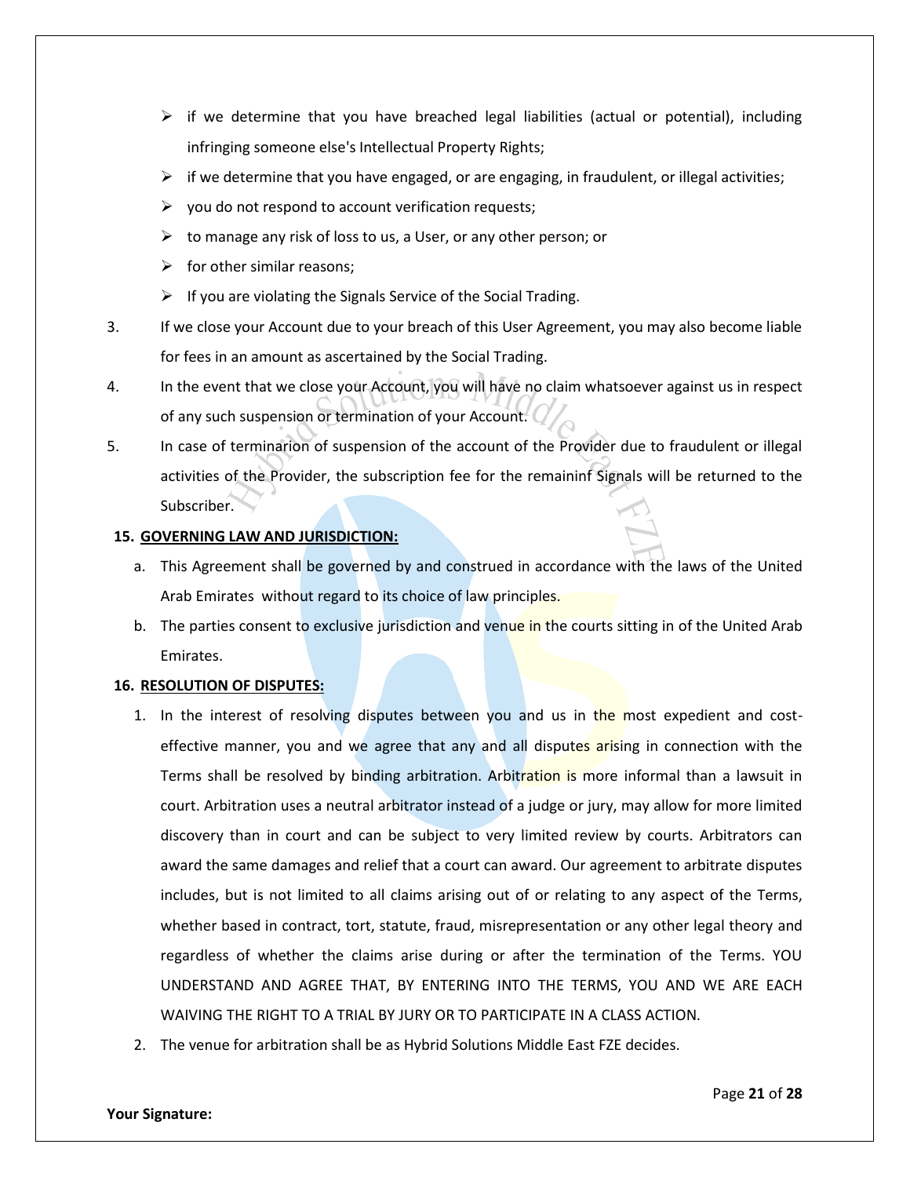- if we determine that you have breached legal liabilities (actual or potential), including infringing someone else's Intellectual Property Rights;
- if we determine that you have engaged, or are engaging, in fraudulent, or illegal activities;
- you do not respond to account verification requests;
- to manage any risk of loss to us, a User, or any other person; or
- for other similar reasons;
- If you are violating the Signals Service of the Social Trading.

3. If we close your Account due to your breach of this User Agreement, you may also become liable for fees in an amount as ascertained by the Social Trading.
4. In the event that we close your Account, you will have no claim whatsoever against us in respect of any such suspension or termination of your Account.
5. In case of terminarion of suspension of the account of the Provider due to fraudulent or illegal activities of the Provider, the subscription fee for the remaininf Signals will be returned to the Subscriber.

**15. GOVERNING LAW AND JURISDICTION:**

a. This Agreement shall be governed by and construed in accordance with the laws of the United Arab Emirates without regard to its choice of law principles.

b. The parties consent to exclusive jurisdiction and venue in the courts sitting in of the United Arab Emirates.

**16. RESOLUTION OF DISPUTES:**

1. In the interest of resolving disputes between you and us in the most expedient and cost-effective manner, you and we agree that any and all disputes arising in connection with the Terms shall be resolved by binding arbitration. Arbitration is more informal than a lawsuit in court. Arbitration uses a neutral arbitrator instead of a judge or jury, may allow for more limited discovery than in court and can be subject to very limited review by courts. Arbitrators can award the same damages and relief that a court can award. Our agreement to arbitrate disputes includes, but is not limited to all claims arising out of or relating to any aspect of the Terms, whether based in contract, tort, statute, fraud, misrepresentation or any other legal theory and regardless of whether the claims arise during or after the termination of the Terms. YOU UNDERSTAND AND AGREE THAT, BY ENTERING INTO THE TERMS, YOU AND WE ARE EACH WAIVING THE RIGHT TO A TRIAL BY JURY OR TO PARTICIPATE IN A CLASS ACTION.
2. The venue for arbitration shall be as Hybrid Solutions Middle East FZE decides.

**Your Signature:**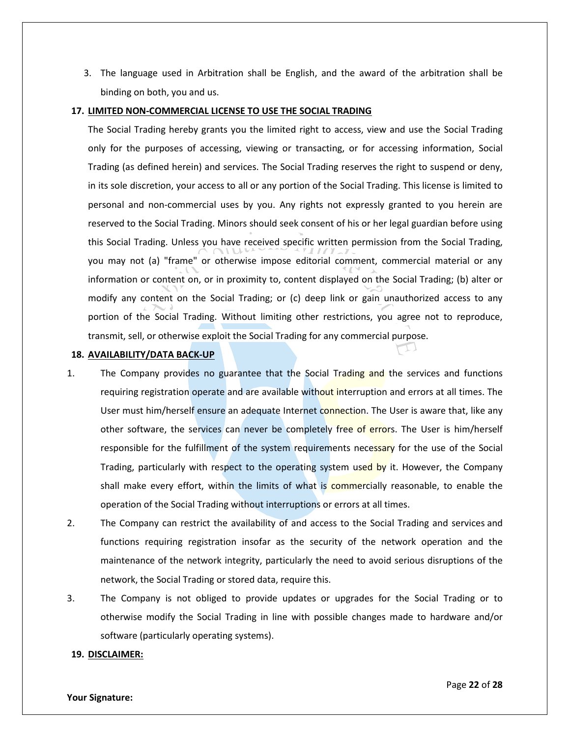3. The language used in Arbitration shall be English, and the award of the arbitration shall be binding on both, you and us.

**17. LIMITED NON-COMMERCIAL LICENSE TO USE THE SOCIAL TRADING**

The Social Trading hereby grants you the limited right to access, view and use the Social Trading only for the purposes of accessing, viewing or transacting, or for accessing information, Social Trading (as defined herein) and services. The Social Trading reserves the right to suspend or deny, in its sole discretion, your access to all or any portion of the Social Trading. This license is limited to personal and non-commercial uses by you. Any rights not expressly granted to you herein are reserved to the Social Trading. Minors should seek consent of his or her legal guardian before using this Social Trading. Unless you have received specific written permission from the Social Trading, you may not (a) "frame" or otherwise impose editorial comment, commercial material or any information or content on, or in proximity to, content displayed on the Social Trading; (b) alter or modify any content on the Social Trading; or (c) deep link or gain unauthorized access to any portion of the Social Trading. Without limiting other restrictions, you agree not to reproduce, transmit, sell, or otherwise exploit the Social Trading for any commercial purpose.

**18. AVAILABILITY/DATA BACK-UP**

1. The Company provides no guarantee that the Social Trading and the services and functions requiring registration operate and are available without interruption and errors at all times. The User must him/herself ensure an adequate Internet connection. The User is aware that, like any other software, the services can never be completely free of errors. The User is him/herself responsible for the fulfillment of the system requirements necessary for the use of the Social Trading, particularly with respect to the operating system used by it. However, the Company shall make every effort, within the limits of what is commercially reasonable, to enable the operation of the Social Trading without interruptions or errors at all times.
2. The Company can restrict the availability of and access to the Social Trading and services and functions requiring registration insofar as the security of the network operation and the maintenance of the network integrity, particularly the need to avoid serious disruptions of the network, the Social Trading or stored data, require this.
3. The Company is not obliged to provide updates or upgrades for the Social Trading or to otherwise modify the Social Trading in line with possible changes made to hardware and/or software (particularly operating systems).

**19. DISCLAIMER:**

**Your Signature:**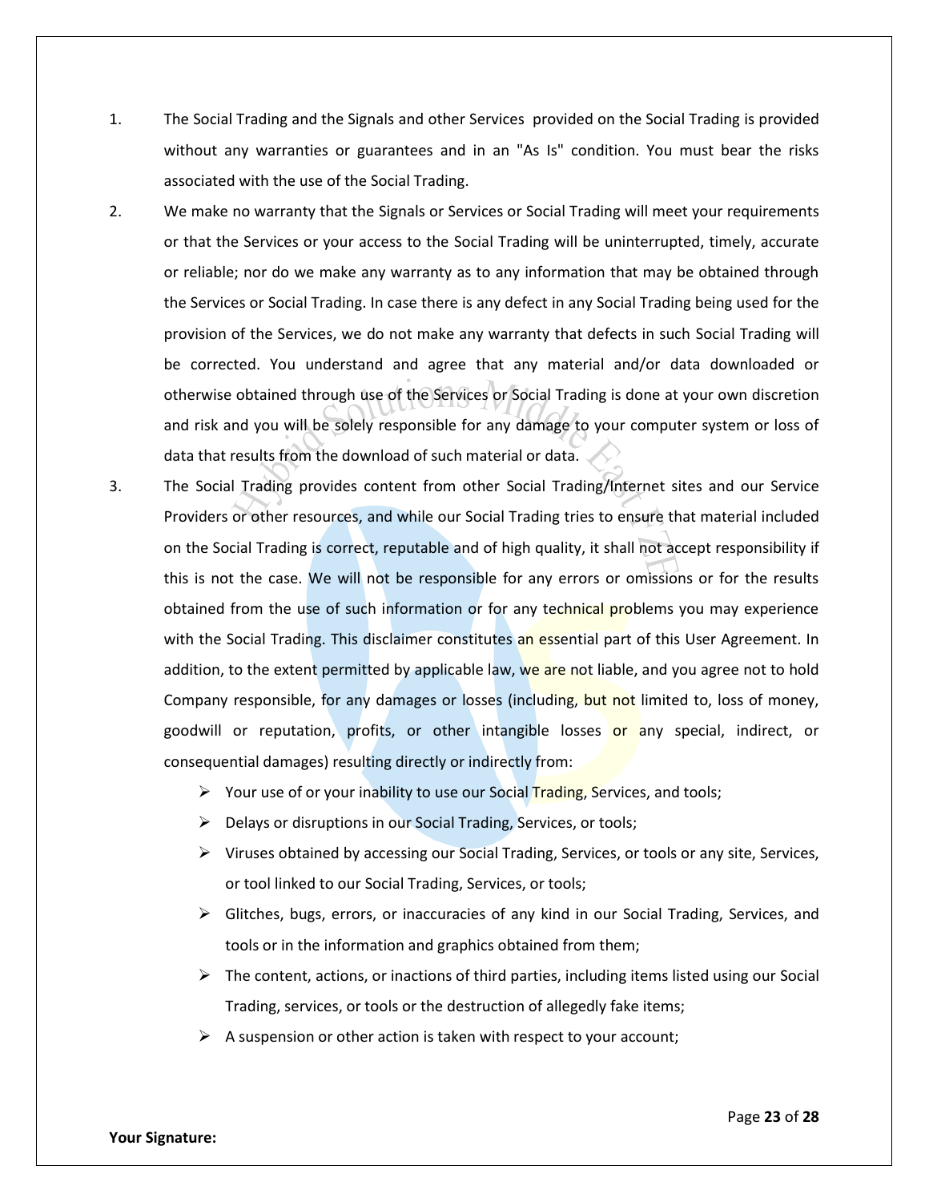1. The Social Trading and the Signals and other Services provided on the Social Trading is provided without any warranties or guarantees and in an "As Is" condition. You must bear the risks associated with the use of the Social Trading.
2. We make no warranty that the Signals or Services or Social Trading will meet your requirements or that the Services or your access to the Social Trading will be uninterrupted, timely, accurate or reliable; nor do we make any warranty as to any information that may be obtained through the Services or Social Trading. In case there is any defect in any Social Trading being used for the provision of the Services, we do not make any warranty that defects in such Social Trading will be corrected. You understand and agree that any material and/or data downloaded or otherwise obtained through use of the Services or Social Trading is done at your own discretion and risk and you will be solely responsible for any damage to your computer system or loss of data that results from the download of such material or data.
3. The Social Trading provides content from other Social Trading/Internet sites and our Service Providers or other resources, and while our Social Trading tries to ensure that material included on the Social Trading is correct, reputable and of high quality, it shall not accept responsibility if this is not the case. We will not be responsible for any errors or omissions or for the results obtained from the use of such information or for any technical problems you may experience with the Social Trading. This disclaimer constitutes an essential part of this User Agreement. In addition, to the extent permitted by applicable law, we are not liable, and you agree not to hold Company responsible, for any damages or losses (including, but not limited to, loss of money, goodwill or reputation, profits, or other intangible losses or any special, indirect, or consequential damages) resulting directly or indirectly from:
   - Your use of or your inability to use our Social Trading, Services, and tools;
   - Delays or disruptions in our Social Trading, Services, or tools;
   - Viruses obtained by accessing our Social Trading, Services, or tools or any site, Services, or tool linked to our Social Trading, Services, or tools;
   - Glitches, bugs, errors, or inaccuracies of any kind in our Social Trading, Services, and tools or in the information and graphics obtained from them;
   - The content, actions, or inactions of third parties, including items listed using our Social Trading, services, or tools or the destruction of allegedly fake items;
   - A suspension or other action is taken with respect to your account;

**Your Signature:**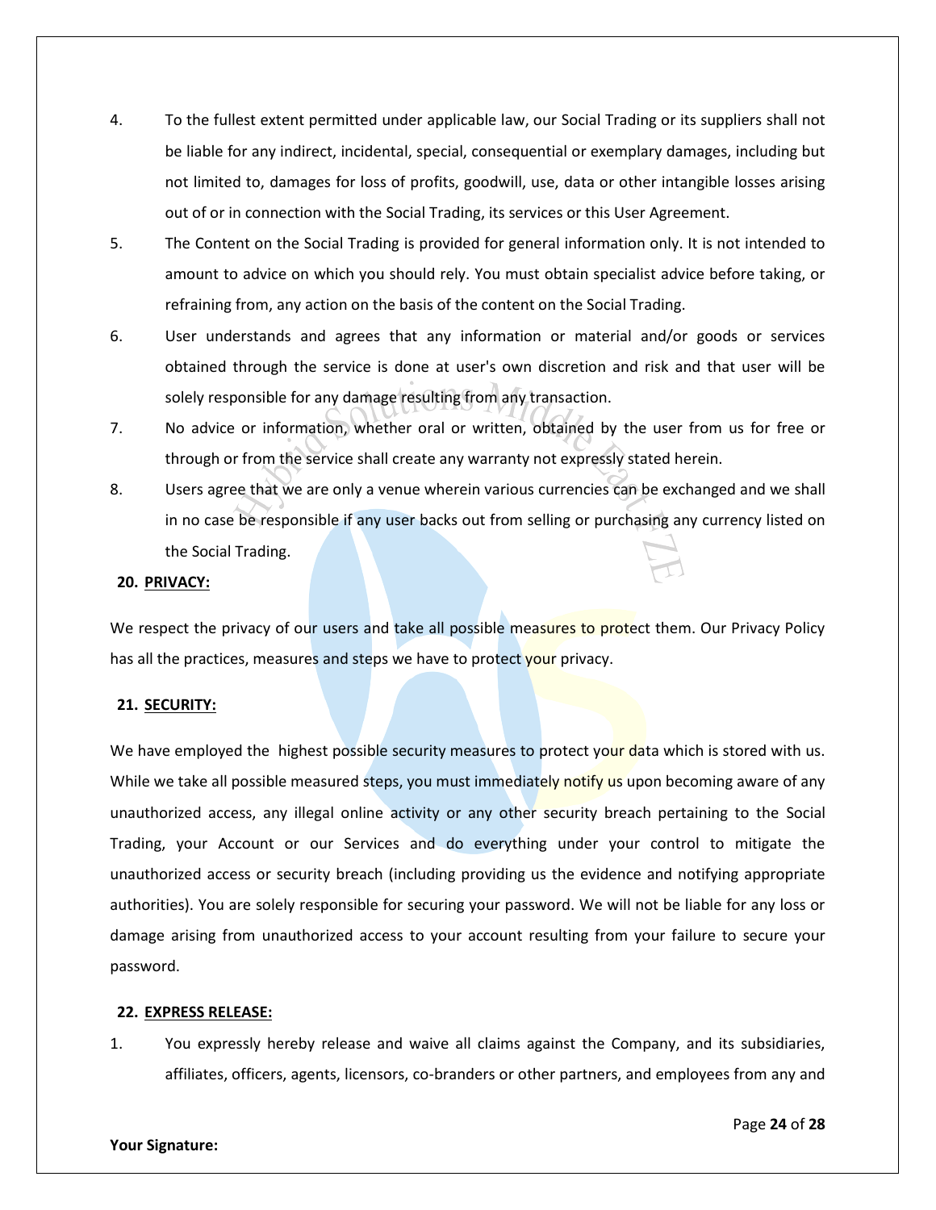4. To the fullest extent permitted under applicable law, our Social Trading or its suppliers shall not be liable for any indirect, incidental, special, consequential or exemplary damages, including but not limited to, damages for loss of profits, goodwill, use, data or other intangible losses arising out of or in connection with the Social Trading, its services or this User Agreement.
5. The Content on the Social Trading is provided for general information only. It is not intended to amount to advice on which you should rely. You must obtain specialist advice before taking, or refraining from, any action on the basis of the content on the Social Trading.
6. User understands and agrees that any information or material and/or goods or services obtained through the service is done at user's own discretion and risk and that user will be solely responsible for any damage resulting from any transaction.
7. No advice or information, whether oral or written, obtained by the user from us for free or through or from the service shall create any warranty not expressly stated herein.
8. Users agree that we are only a venue wherein various currencies can be exchanged and we shall in no case be responsible if any user backs out from selling or purchasing any currency listed on the Social Trading.

## 20. PRIVACY:

We respect the privacy of our users and take all possible measures to protect them. Our Privacy Policy has all the practices, measures and steps we have to protect your privacy.

## 21. SECURITY:

We have employed the highest possible security measures to protect your data which is stored with us. While we take all possible measured steps, you must immediately notify us upon becoming aware of any unauthorized access, any illegal online activity or any other security breach pertaining to the Social Trading, your Account or our Services and do everything under your control to mitigate the unauthorized access or security breach (including providing us the evidence and notifying appropriate authorities). You are solely responsible for securing your password. We will not be liable for any loss or damage arising from unauthorized access to your account resulting from your failure to secure your password.

## 22. EXPRESS RELEASE:

1. You expressly hereby release and waive all claims against the Company, and its subsidiaries, affiliates, officers, agents, licensors, co-branders or other partners, and employees from any and

**Your Signature:**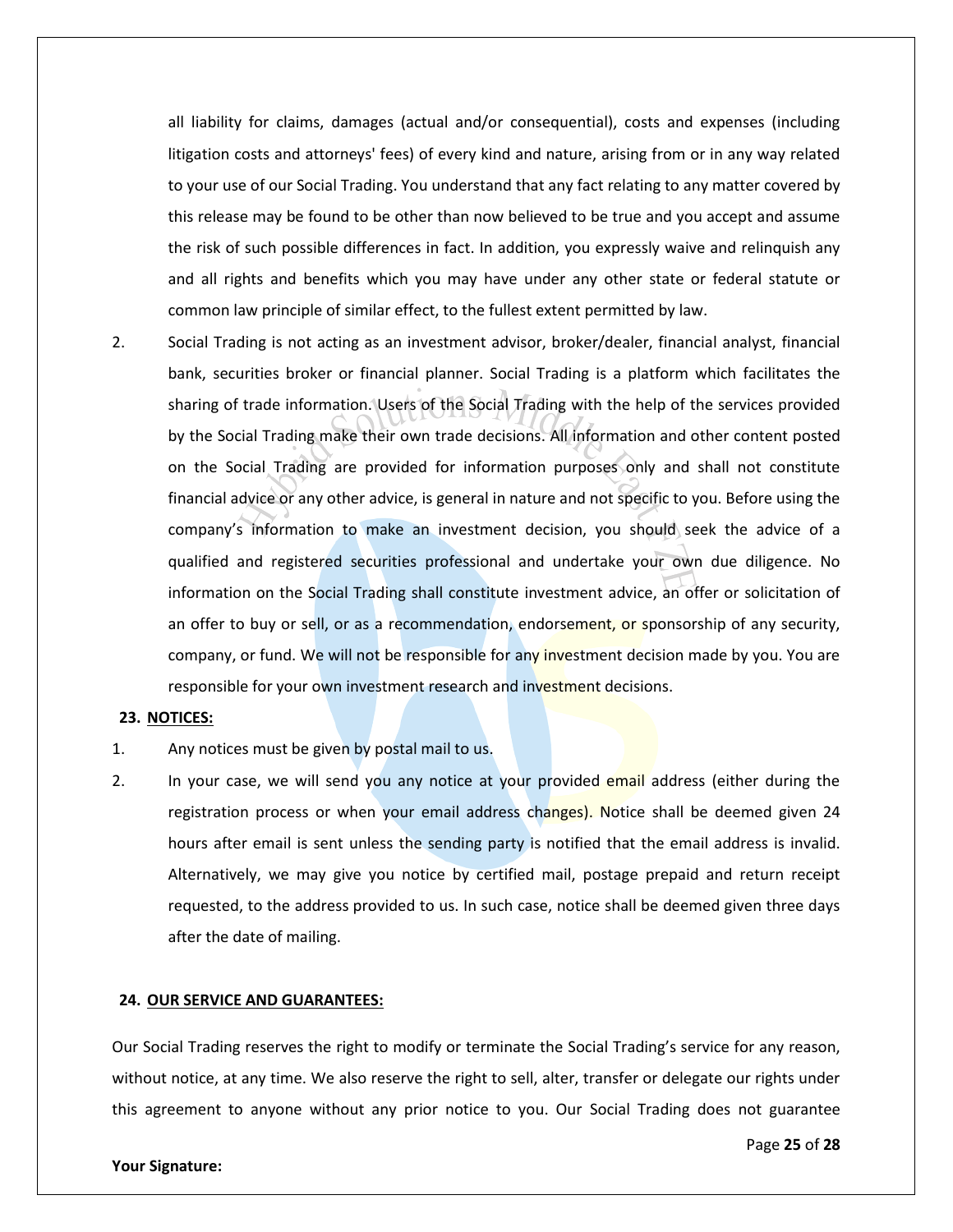all liability for claims, damages (actual and/or consequential), costs and expenses (including litigation costs and attorneys' fees) of every kind and nature, arising from or in any way related to your use of our Social Trading. You understand that any fact relating to any matter covered by this release may be found to be other than now believed to be true and you accept and assume the risk of such possible differences in fact. In addition, you expressly waive and relinquish any and all rights and benefits which you may have under any other state or federal statute or common law principle of similar effect, to the fullest extent permitted by law.

2. Social Trading is not acting as an investment advisor, broker/dealer, financial analyst, financial bank, securities broker or financial planner. Social Trading is a platform which facilitates the sharing of trade information. Users of the Social Trading with the help of the services provided by the Social Trading make their own trade decisions. All information and other content posted on the Social Trading are provided for information purposes only and shall not constitute financial advice or any other advice, is general in nature and not specific to you. Before using the company's information to make an investment decision, you should seek the advice of a qualified and registered securities professional and undertake your own due diligence. No information on the Social Trading shall constitute investment advice, an offer or solicitation of an offer to buy or sell, or as a recommendation, endorsement, or sponsorship of any security, company, or fund. We will not be responsible for any investment decision made by you. You are responsible for your own investment research and investment decisions.

**23. NOTICES:**

1. Any notices must be given by postal mail to us.

2. In your case, we will send you any notice at your provided email address (either during the registration process or when your email address changes). Notice shall be deemed given 24 hours after email is sent unless the sending party is notified that the email address is invalid. Alternatively, we may give you notice by certified mail, postage prepaid and return receipt requested, to the address provided to us. In such case, notice shall be deemed given three days after the date of mailing.

**24. OUR SERVICE AND GUARANTEES:**

Our Social Trading reserves the right to modify or terminate the Social Trading's service for any reason, without notice, at any time. We also reserve the right to sell, alter, transfer or delegate our rights under this agreement to anyone without any prior notice to you. Our Social Trading does not guarantee

**Your Signature:**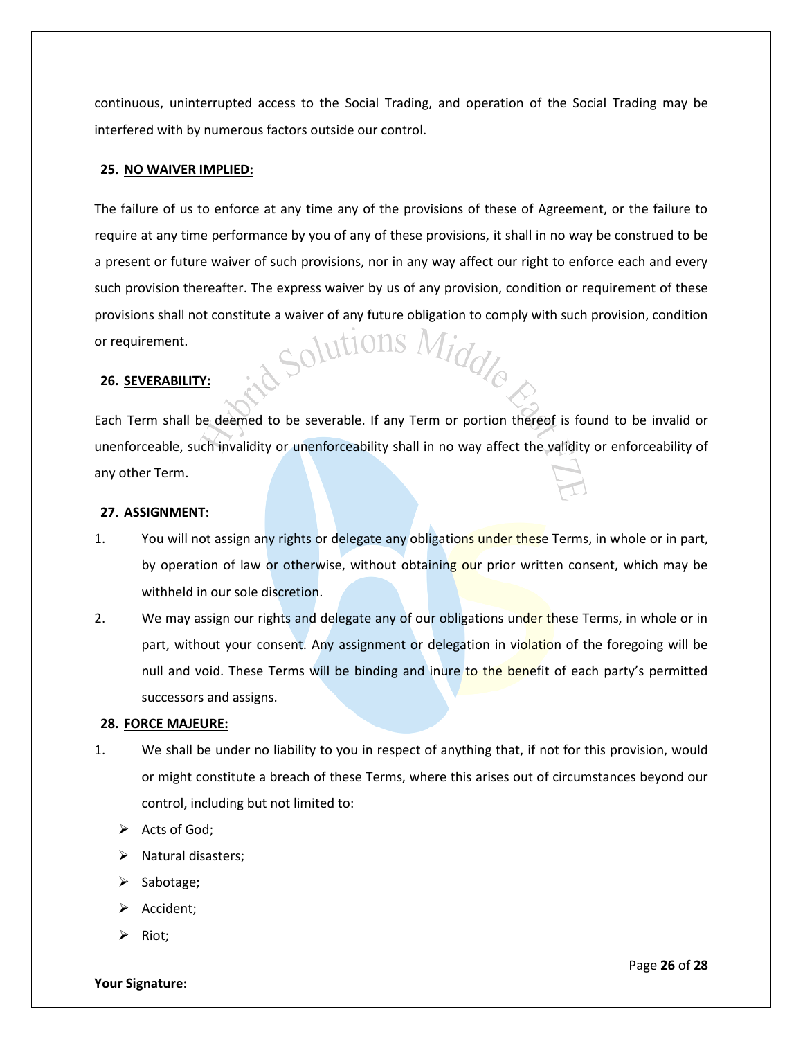continuous, uninterrupted access to the Social Trading, and operation of the Social Trading may be interfered with by numerous factors outside our control.

**25. NO WAIVER IMPLIED:**

The failure of us to enforce at any time any of the provisions of these of Agreement, or the failure to require at any time performance by you of any of these provisions, it shall in no way be construed to be a present or future waiver of such provisions, nor in any way affect our right to enforce each and every such provision thereafter. The express waiver by us of any provision, condition or requirement of these provisions shall not constitute a waiver of any future obligation to comply with such provision, condition or requirement.

**26. SEVERABILITY:**

Each Term shall be deemed to be severable. If any Term or portion thereof is found to be invalid or unenforceable, such invalidity or unenforceability shall in no way affect the validity or enforceability of any other Term.

**27. ASSIGNMENT:**

1. You will not assign any rights or delegate any obligations under these Terms, in whole or in part, by operation of law or otherwise, without obtaining our prior written consent, which may be withheld in our sole discretion.
2. We may assign our rights and delegate any of our obligations under these Terms, in whole or in part, without your consent. Any assignment or delegation in violation of the foregoing will be null and void. These Terms will be binding and inure to the benefit of each party's permitted successors and assigns.

**28. FORCE MAJEURE:**

1. We shall be under no liability to you in respect of anything that, if not for this provision, would or might constitute a breach of these Terms, where this arises out of circumstances beyond our control, including but not limited to:
   - Acts of God;
   - Natural disasters;
   - Sabotage;
   - Accident;
   - Riot;

**Your Signature:**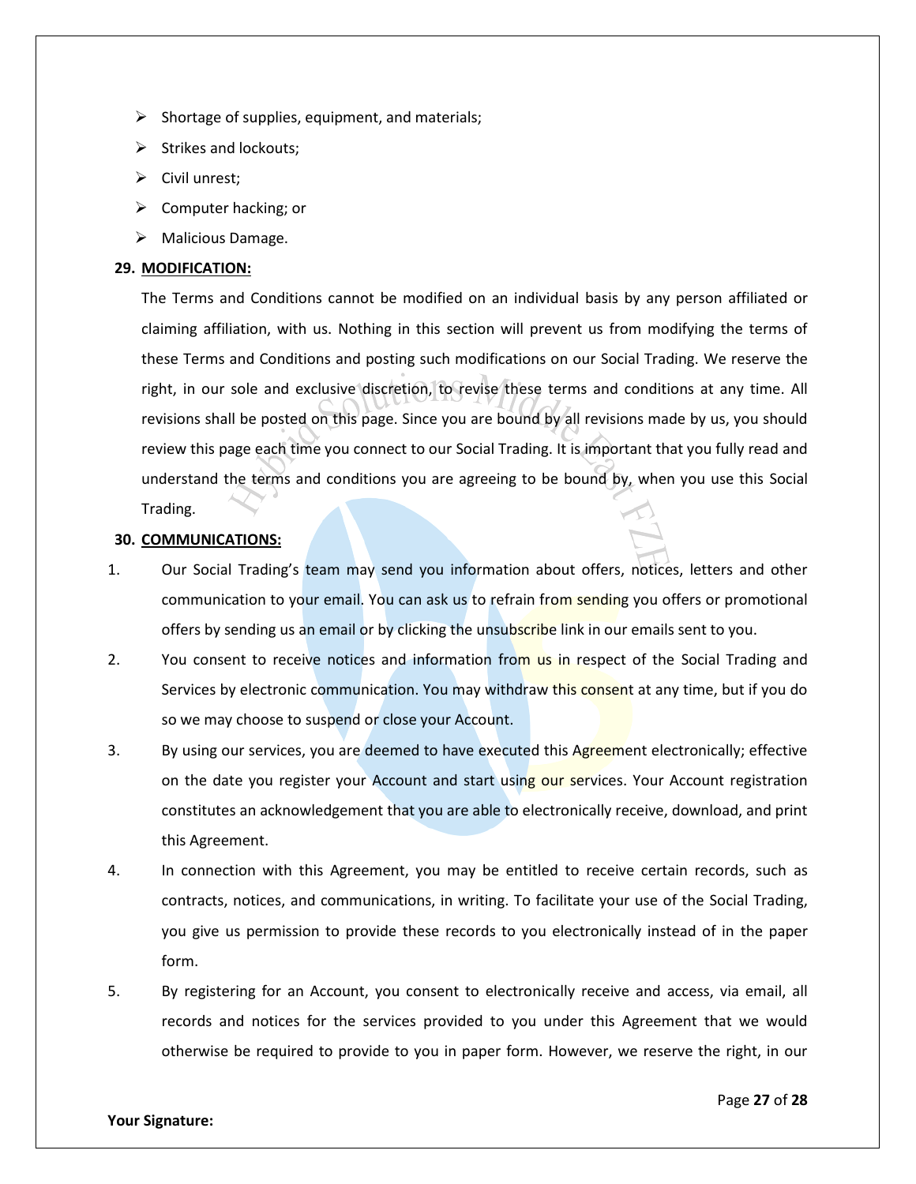- Shortage of supplies, equipment, and materials;
- Strikes and lockouts;
- Civil unrest;
- Computer hacking; or
- Malicious Damage.

**29. <u>MODIFICATION:</u>**

The Terms and Conditions cannot be modified on an individual basis by any person affiliated or claiming affiliation, with us. Nothing in this section will prevent us from modifying the terms of these Terms and Conditions and posting such modifications on our Social Trading. We reserve the right, in our sole and exclusive discretion, to revise these terms and conditions at any time. All revisions shall be posted on this page. Since you are bound by all revisions made by us, you should review this page each time you connect to our Social Trading. It is important that you fully read and understand the terms and conditions you are agreeing to be bound by, when you use this Social Trading.

**30. <u>COMMUNICATIONS:</u>**

1. Our Social Trading's team may send you information about offers, notices, letters and other communication to your email. You can ask us to refrain from sending you offers or promotional offers by sending us an email or by clicking the unsubscribe link in our emails sent to you.
2. You consent to receive notices and information from us in respect of the Social Trading and Services by electronic communication. You may withdraw this consent at any time, but if you do so we may choose to suspend or close your Account.
3. By using our services, you are deemed to have executed this Agreement electronically; effective on the date you register your Account and start using our services. Your Account registration constitutes an acknowledgement that you are able to electronically receive, download, and print this Agreement.
4. In connection with this Agreement, you may be entitled to receive certain records, such as contracts, notices, and communications, in writing. To facilitate your use of the Social Trading, you give us permission to provide these records to you electronically instead of in the paper form.
5. By registering for an Account, you consent to electronically receive and access, via email, all records and notices for the services provided to you under this Agreement that we would otherwise be required to provide to you in paper form. However, we reserve the right, in our

**Your Signature:**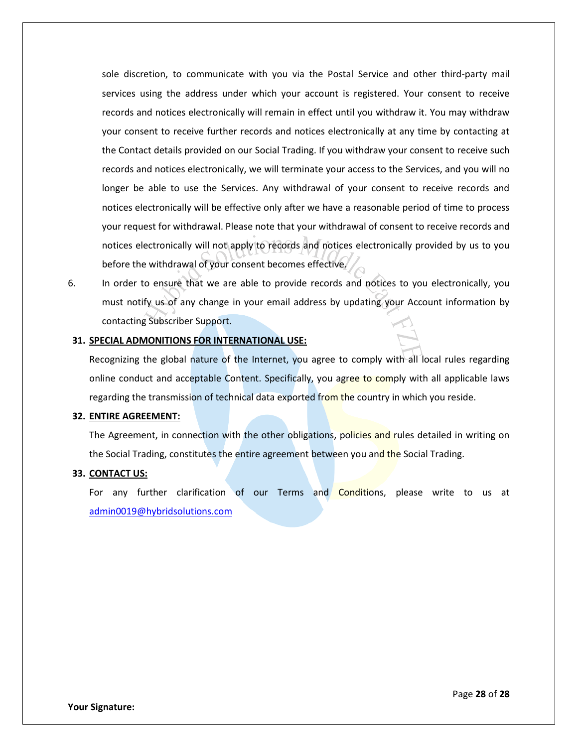sole discretion, to communicate with you via the Postal Service and other third-party mail services using the address under which your account is registered. Your consent to receive records and notices electronically will remain in effect until you withdraw it. You may withdraw your consent to receive further records and notices electronically at any time by contacting at the Contact details provided on our Social Trading. If you withdraw your consent to receive such records and notices electronically, we will terminate your access to the Services, and you will no longer be able to use the Services. Any withdrawal of your consent to receive records and notices electronically will be effective only after we have a reasonable period of time to process your request for withdrawal. Please note that your withdrawal of consent to receive records and notices electronically will not apply to records and notices electronically provided by us to you before the withdrawal of your consent becomes effective.

6. In order to ensure that we are able to provide records and notices to you electronically, you must notify us of any change in your email address by updating your Account information by contacting Subscriber Support.

**31. SPECIAL ADMONITIONS FOR INTERNATIONAL USE:**

Recognizing the global nature of the Internet, you agree to comply with all local rules regarding online conduct and acceptable Content. Specifically, you agree to comply with all applicable laws regarding the transmission of technical data exported from the country in which you reside.

**32. ENTIRE AGREEMENT:**

The Agreement, in connection with the other obligations, policies and rules detailed in writing on the Social Trading, constitutes the entire agreement between you and the Social Trading.

**33. CONTACT US:**

For any further clarification of our Terms and Conditions, please write to us at admin0019@hybridsolutions.com

**Your Signature:**